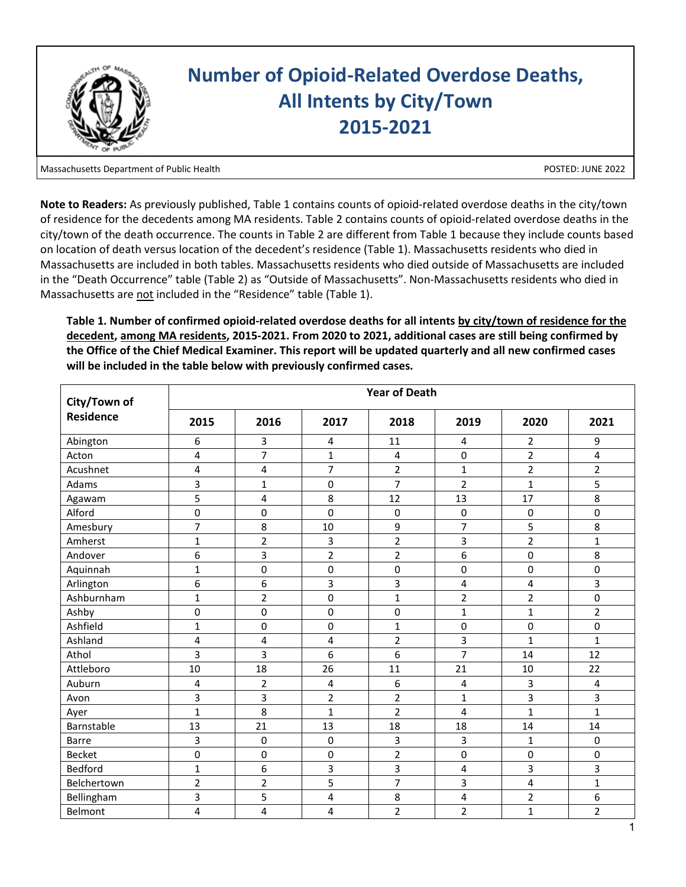# Number of Opioid-Related Overdose Deaths, All Intents by City/Town 2015-2021

Massachusetts Department of Public Health

POSTED: JUNE 2022

**Note to Readers:** As previously published, Table 1 contains counts of opioid-related overdose deaths in the city/town of residence for the decedents among MA residents. Table 2 contains counts of opioid-related overdose deaths in the city/town of the death occurrence. The counts in Table 2 are different from Table 1 because they include counts based on location of death versus location of the decedent's residence (Table 1). Massachusetts residents who died in Massachusetts are included in both tables. Massachusetts residents who died outside of Massachusetts are included in the "Death Occurrence" table (Table 2) as "Outside of Massachusetts". Non-Massachusetts residents who died in Massachusetts are not included in the "Residence" table (Table 1).

**Table 1. Number of confirmed opioid-related overdose deaths for all intents by city/town of residence for the decedent, among MA residents, 2015-2021. From 2020 to 2021, additional cases are still being confirmed by the Office of the Chief Medical Examiner. This report will be updated quarterly and all new confirmed cases will be included in the table below with previously confirmed cases.**

| City/Town of Residence | Year of Death | | | | | | |
|---|---|---|---|---|---|---|---|
| | 2015 | 2016 | 2017 | 2018 | 2019 | 2020 | 2021 |
| Abington | 6 | 3 | 4 | 11 | 4 | 2 | 9 |
| Acton | 4 | 7 | 1 | 4 | 0 | 2 | 4 |
| Acushnet | 4 | 4 | 7 | 2 | 1 | 2 | 2 |
| Adams | 3 | 1 | 0 | 7 | 2 | 1 | 5 |
| Agawam | 5 | 4 | 8 | 12 | 13 | 17 | 8 |
| Alford | 0 | 0 | 0 | 0 | 0 | 0 | 0 |
| Amesbury | 7 | 8 | 10 | 9 | 7 | 5 | 8 |
| Amherst | 1 | 2 | 3 | 2 | 3 | 2 | 1 |
| Andover | 6 | 3 | 2 | 2 | 6 | 0 | 8 |
| Aquinnah | 1 | 0 | 0 | 0 | 0 | 0 | 0 |
| Arlington | 6 | 6 | 3 | 3 | 4 | 4 | 3 |
| Ashburnham | 1 | 2 | 0 | 1 | 2 | 2 | 0 |
| Ashby | 0 | 0 | 0 | 0 | 1 | 1 | 2 |
| Ashfield | 1 | 0 | 0 | 1 | 0 | 0 | 0 |
| Ashland | 4 | 4 | 4 | 2 | 3 | 1 | 1 |
| Athol | 3 | 3 | 6 | 6 | 7 | 14 | 12 |
| Attleboro | 10 | 18 | 26 | 11 | 21 | 10 | 22 |
| Auburn | 4 | 2 | 4 | 6 | 4 | 3 | 4 |
| Avon | 3 | 3 | 2 | 2 | 1 | 3 | 3 |
| Ayer | 1 | 8 | 1 | 2 | 4 | 1 | 1 |
| Barnstable | 13 | 21 | 13 | 18 | 18 | 14 | 14 |
| Barre | 3 | 0 | 0 | 3 | 3 | 1 | 0 |
| Becket | 0 | 0 | 0 | 2 | 0 | 0 | 0 |
| Bedford | 1 | 6 | 3 | 3 | 4 | 3 | 3 |
| Belchertown | 2 | 2 | 5 | 7 | 3 | 4 | 1 |
| Bellingham | 3 | 5 | 4 | 8 | 4 | 2 | 6 |
| Belmont | 4 | 4 | 4 | 2 | 2 | 1 | 2 |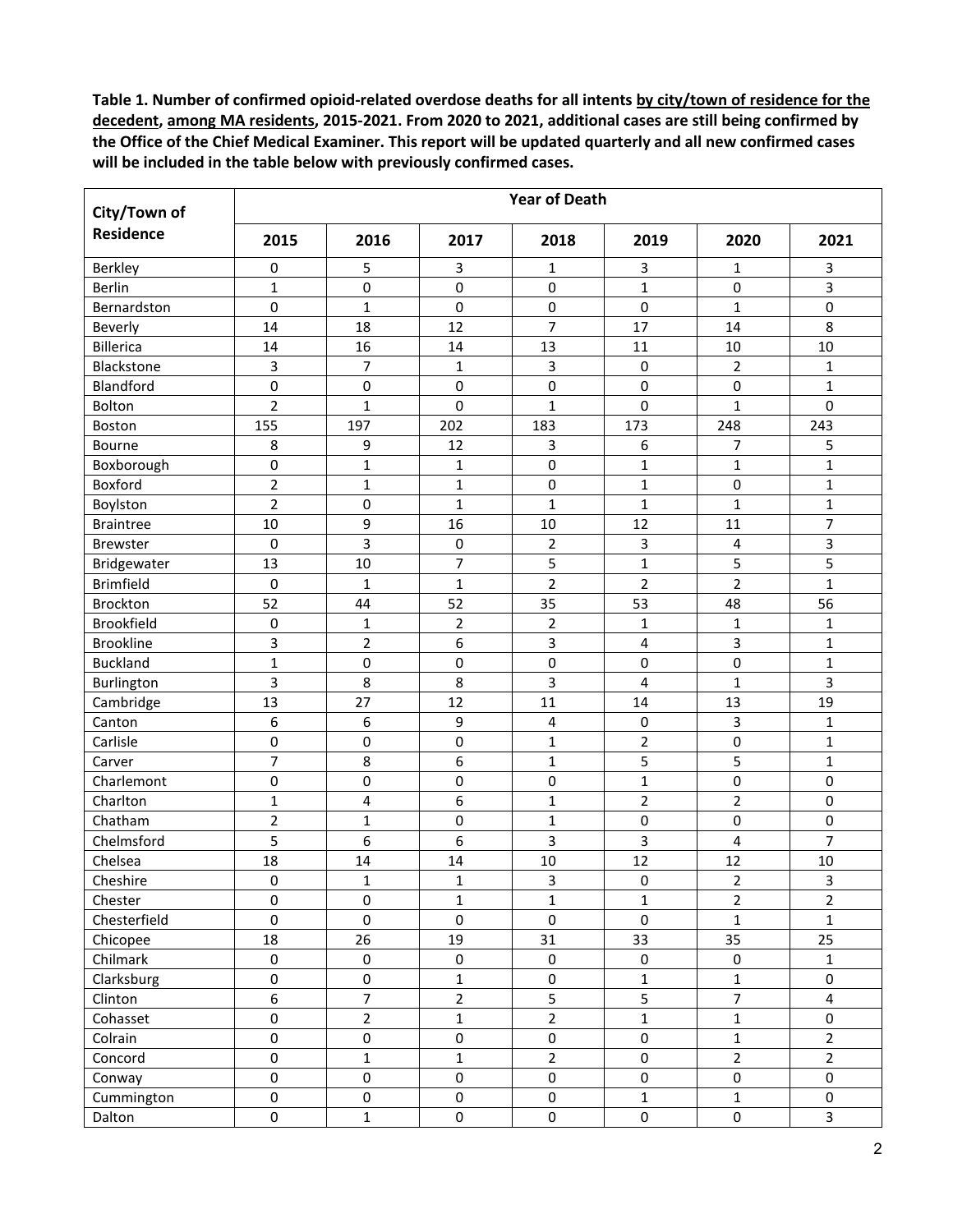**Table 1. Number of confirmed opioid-related overdose deaths for all intents by city/town of residence for the decedent, among MA residents, 2015-2021. From 2020 to 2021, additional cases are still being confirmed by the Office of the Chief Medical Examiner. This report will be updated quarterly and all new confirmed cases will be included in the table below with previously confirmed cases.**

| City/Town of Residence | Year of Death | | | | | | |
|---|---|---|---|---|---|---|---|
| | 2015 | 2016 | 2017 | 2018 | 2019 | 2020 | 2021 |
| Berkley | 0 | 5 | 3 | 1 | 3 | 1 | 3 |
| Berlin | 1 | 0 | 0 | 0 | 1 | 0 | 3 |
| Bernardston | 0 | 1 | 0 | 0 | 0 | 1 | 0 |
| Beverly | 14 | 18 | 12 | 7 | 17 | 14 | 8 |
| Billerica | 14 | 16 | 14 | 13 | 11 | 10 | 10 |
| Blackstone | 3 | 7 | 1 | 3 | 0 | 2 | 1 |
| Blandford | 0 | 0 | 0 | 0 | 0 | 0 | 1 |
| Bolton | 2 | 1 | 0 | 1 | 0 | 1 | 0 |
| Boston | 155 | 197 | 202 | 183 | 173 | 248 | 243 |
| Bourne | 8 | 9 | 12 | 3 | 6 | 7 | 5 |
| Boxborough | 0 | 1 | 1 | 0 | 1 | 1 | 1 |
| Boxford | 2 | 1 | 1 | 0 | 1 | 0 | 1 |
| Boylston | 2 | 0 | 1 | 1 | 1 | 1 | 1 |
| Braintree | 10 | 9 | 16 | 10 | 12 | 11 | 7 |
| Brewster | 0 | 3 | 0 | 2 | 3 | 4 | 3 |
| Bridgewater | 13 | 10 | 7 | 5 | 1 | 5 | 5 |
| Brimfield | 0 | 1 | 1 | 2 | 2 | 2 | 1 |
| Brockton | 52 | 44 | 52 | 35 | 53 | 48 | 56 |
| Brookfield | 0 | 1 | 2 | 2 | 1 | 1 | 1 |
| Brookline | 3 | 2 | 6 | 3 | 4 | 3 | 1 |
| Buckland | 1 | 0 | 0 | 0 | 0 | 0 | 1 |
| Burlington | 3 | 8 | 8 | 3 | 4 | 1 | 3 |
| Cambridge | 13 | 27 | 12 | 11 | 14 | 13 | 19 |
| Canton | 6 | 6 | 9 | 4 | 0 | 3 | 1 |
| Carlisle | 0 | 0 | 0 | 1 | 2 | 0 | 1 |
| Carver | 7 | 8 | 6 | 1 | 5 | 5 | 1 |
| Charlemont | 0 | 0 | 0 | 0 | 1 | 0 | 0 |
| Charlton | 1 | 4 | 6 | 1 | 2 | 2 | 0 |
| Chatham | 2 | 1 | 0 | 1 | 0 | 0 | 0 |
| Chelmsford | 5 | 6 | 6 | 3 | 3 | 4 | 7 |
| Chelsea | 18 | 14 | 14 | 10 | 12 | 12 | 10 |
| Cheshire | 0 | 1 | 1 | 3 | 0 | 2 | 3 |
| Chester | 0 | 0 | 1 | 1 | 1 | 2 | 2 |
| Chesterfield | 0 | 0 | 0 | 0 | 0 | 1 | 1 |
| Chicopee | 18 | 26 | 19 | 31 | 33 | 35 | 25 |
| Chilmark | 0 | 0 | 0 | 0 | 0 | 0 | 1 |
| Clarksburg | 0 | 0 | 1 | 0 | 1 | 1 | 0 |
| Clinton | 6 | 7 | 2 | 5 | 5 | 7 | 4 |
| Cohasset | 0 | 2 | 1 | 2 | 1 | 1 | 0 |
| Colrain | 0 | 0 | 0 | 0 | 0 | 1 | 2 |
| Concord | 0 | 1 | 1 | 2 | 0 | 2 | 2 |
| Conway | 0 | 0 | 0 | 0 | 0 | 0 | 0 |
| Cummington | 0 | 0 | 0 | 0 | 1 | 1 | 0 |
| Dalton | 0 | 1 | 0 | 0 | 0 | 0 | 3 |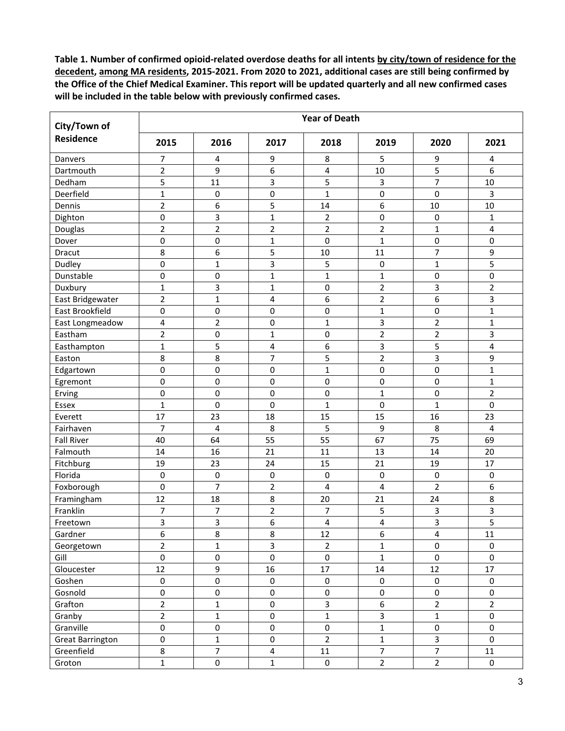**Table 1. Number of confirmed opioid-related overdose deaths for all intents by city/town of residence for the decedent, among MA residents, 2015-2021. From 2020 to 2021, additional cases are still being confirmed by the Office of the Chief Medical Examiner. This report will be updated quarterly and all new confirmed cases will be included in the table below with previously confirmed cases.**

| City/Town of Residence | Year of Death | | | | | | |
|---|---|---|---|---|---|---|---|
| | 2015 | 2016 | 2017 | 2018 | 2019 | 2020 | 2021 |
| Danvers | 7 | 4 | 9 | 8 | 5 | 9 | 4 |
| Dartmouth | 2 | 9 | 6 | 4 | 10 | 5 | 6 |
| Dedham | 5 | 11 | 3 | 5 | 3 | 7 | 10 |
| Deerfield | 1 | 0 | 0 | 1 | 0 | 0 | 3 |
| Dennis | 2 | 6 | 5 | 14 | 6 | 10 | 10 |
| Dighton | 0 | 3 | 1 | 2 | 0 | 0 | 1 |
| Douglas | 2 | 2 | 2 | 2 | 2 | 1 | 4 |
| Dover | 0 | 0 | 1 | 0 | 1 | 0 | 0 |
| Dracut | 8 | 6 | 5 | 10 | 11 | 7 | 9 |
| Dudley | 0 | 1 | 3 | 5 | 0 | 1 | 5 |
| Dunstable | 0 | 0 | 1 | 1 | 1 | 0 | 0 |
| Duxbury | 1 | 3 | 1 | 0 | 2 | 3 | 2 |
| East Bridgewater | 2 | 1 | 4 | 6 | 2 | 6 | 3 |
| East Brookfield | 0 | 0 | 0 | 0 | 1 | 0 | 1 |
| East Longmeadow | 4 | 2 | 0 | 1 | 3 | 2 | 1 |
| Eastham | 2 | 0 | 1 | 0 | 2 | 2 | 3 |
| Easthampton | 1 | 5 | 4 | 6 | 3 | 5 | 4 |
| Easton | 8 | 8 | 7 | 5 | 2 | 3 | 9 |
| Edgartown | 0 | 0 | 0 | 1 | 0 | 0 | 1 |
| Egremont | 0 | 0 | 0 | 0 | 0 | 0 | 1 |
| Erving | 0 | 0 | 0 | 0 | 1 | 0 | 2 |
| Essex | 1 | 0 | 0 | 1 | 0 | 1 | 0 |
| Everett | 17 | 23 | 18 | 15 | 15 | 16 | 23 |
| Fairhaven | 7 | 4 | 8 | 5 | 9 | 8 | 4 |
| Fall River | 40 | 64 | 55 | 55 | 67 | 75 | 69 |
| Falmouth | 14 | 16 | 21 | 11 | 13 | 14 | 20 |
| Fitchburg | 19 | 23 | 24 | 15 | 21 | 19 | 17 |
| Florida | 0 | 0 | 0 | 0 | 0 | 0 | 0 |
| Foxborough | 0 | 7 | 2 | 4 | 4 | 2 | 6 |
| Framingham | 12 | 18 | 8 | 20 | 21 | 24 | 8 |
| Franklin | 7 | 7 | 2 | 7 | 5 | 3 | 3 |
| Freetown | 3 | 3 | 6 | 4 | 4 | 3 | 5 |
| Gardner | 6 | 8 | 8 | 12 | 6 | 4 | 11 |
| Georgetown | 2 | 1 | 3 | 2 | 1 | 0 | 0 |
| Gill | 0 | 0 | 0 | 0 | 1 | 0 | 0 |
| Gloucester | 12 | 9 | 16 | 17 | 14 | 12 | 17 |
| Goshen | 0 | 0 | 0 | 0 | 0 | 0 | 0 |
| Gosnold | 0 | 0 | 0 | 0 | 0 | 0 | 0 |
| Grafton | 2 | 1 | 0 | 3 | 6 | 2 | 2 |
| Granby | 2 | 1 | 0 | 1 | 3 | 1 | 0 |
| Granville | 0 | 0 | 0 | 0 | 1 | 0 | 0 |
| Great Barrington | 0 | 1 | 0 | 2 | 1 | 3 | 0 |
| Greenfield | 8 | 7 | 4 | 11 | 7 | 7 | 11 |
| Groton | 1 | 0 | 1 | 0 | 2 | 2 | 0 |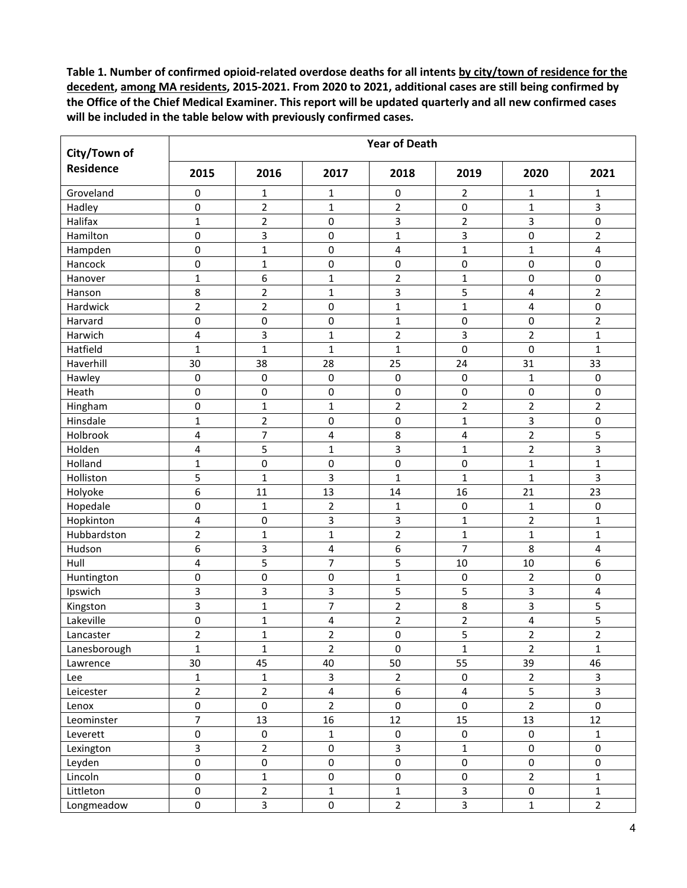**Table 1. Number of confirmed opioid-related overdose deaths for all intents by city/town of residence for the decedent, among MA residents, 2015-2021. From 2020 to 2021, additional cases are still being confirmed by the Office of the Chief Medical Examiner. This report will be updated quarterly and all new confirmed cases will be included in the table below with previously confirmed cases.**

| City/Town of Residence | Year of Death | | | | | | |
|---|---|---|---|---|---|---|---|
| | 2015 | 2016 | 2017 | 2018 | 2019 | 2020 | 2021 |
| Groveland | 0 | 1 | 1 | 0 | 2 | 1 | 1 |
| Hadley | 0 | 2 | 1 | 2 | 0 | 1 | 3 |
| Halifax | 1 | 2 | 0 | 3 | 2 | 3 | 0 |
| Hamilton | 0 | 3 | 0 | 1 | 3 | 0 | 2 |
| Hampden | 0 | 1 | 0 | 4 | 1 | 1 | 4 |
| Hancock | 0 | 1 | 0 | 0 | 0 | 0 | 0 |
| Hanover | 1 | 6 | 1 | 2 | 1 | 0 | 0 |
| Hanson | 8 | 2 | 1 | 3 | 5 | 4 | 2 |
| Hardwick | 2 | 2 | 0 | 1 | 1 | 4 | 0 |
| Harvard | 0 | 0 | 0 | 1 | 0 | 0 | 2 |
| Harwich | 4 | 3 | 1 | 2 | 3 | 2 | 1 |
| Hatfield | 1 | 1 | 1 | 1 | 0 | 0 | 1 |
| Haverhill | 30 | 38 | 28 | 25 | 24 | 31 | 33 |
| Hawley | 0 | 0 | 0 | 0 | 0 | 1 | 0 |
| Heath | 0 | 0 | 0 | 0 | 0 | 0 | 0 |
| Hingham | 0 | 1 | 1 | 2 | 2 | 2 | 2 |
| Hinsdale | 1 | 2 | 0 | 0 | 1 | 3 | 0 |
| Holbrook | 4 | 7 | 4 | 8 | 4 | 2 | 5 |
| Holden | 4 | 5 | 1 | 3 | 1 | 2 | 3 |
| Holland | 1 | 0 | 0 | 0 | 0 | 1 | 1 |
| Holliston | 5 | 1 | 3 | 1 | 1 | 1 | 3 |
| Holyoke | 6 | 11 | 13 | 14 | 16 | 21 | 23 |
| Hopedale | 0 | 1 | 2 | 1 | 0 | 1 | 0 |
| Hopkinton | 4 | 0 | 3 | 3 | 1 | 2 | 1 |
| Hubbardston | 2 | 1 | 1 | 2 | 1 | 1 | 1 |
| Hudson | 6 | 3 | 4 | 6 | 7 | 8 | 4 |
| Hull | 4 | 5 | 7 | 5 | 10 | 10 | 6 |
| Huntington | 0 | 0 | 0 | 1 | 0 | 2 | 0 |
| Ipswich | 3 | 3 | 3 | 5 | 5 | 3 | 4 |
| Kingston | 3 | 1 | 7 | 2 | 8 | 3 | 5 |
| Lakeville | 0 | 1 | 4 | 2 | 2 | 4 | 5 |
| Lancaster | 2 | 1 | 2 | 0 | 5 | 2 | 2 |
| Lanesborough | 1 | 1 | 2 | 0 | 1 | 2 | 1 |
| Lawrence | 30 | 45 | 40 | 50 | 55 | 39 | 46 |
| Lee | 1 | 1 | 3 | 2 | 0 | 2 | 3 |
| Leicester | 2 | 2 | 4 | 6 | 4 | 5 | 3 |
| Lenox | 0 | 0 | 2 | 0 | 0 | 2 | 0 |
| Leominster | 7 | 13 | 16 | 12 | 15 | 13 | 12 |
| Leverett | 0 | 0 | 1 | 0 | 0 | 0 | 1 |
| Lexington | 3 | 2 | 0 | 3 | 1 | 0 | 0 |
| Leyden | 0 | 0 | 0 | 0 | 0 | 0 | 0 |
| Lincoln | 0 | 1 | 0 | 0 | 0 | 2 | 1 |
| Littleton | 0 | 2 | 1 | 1 | 3 | 0 | 1 |
| Longmeadow | 0 | 3 | 0 | 2 | 3 | 1 | 2 |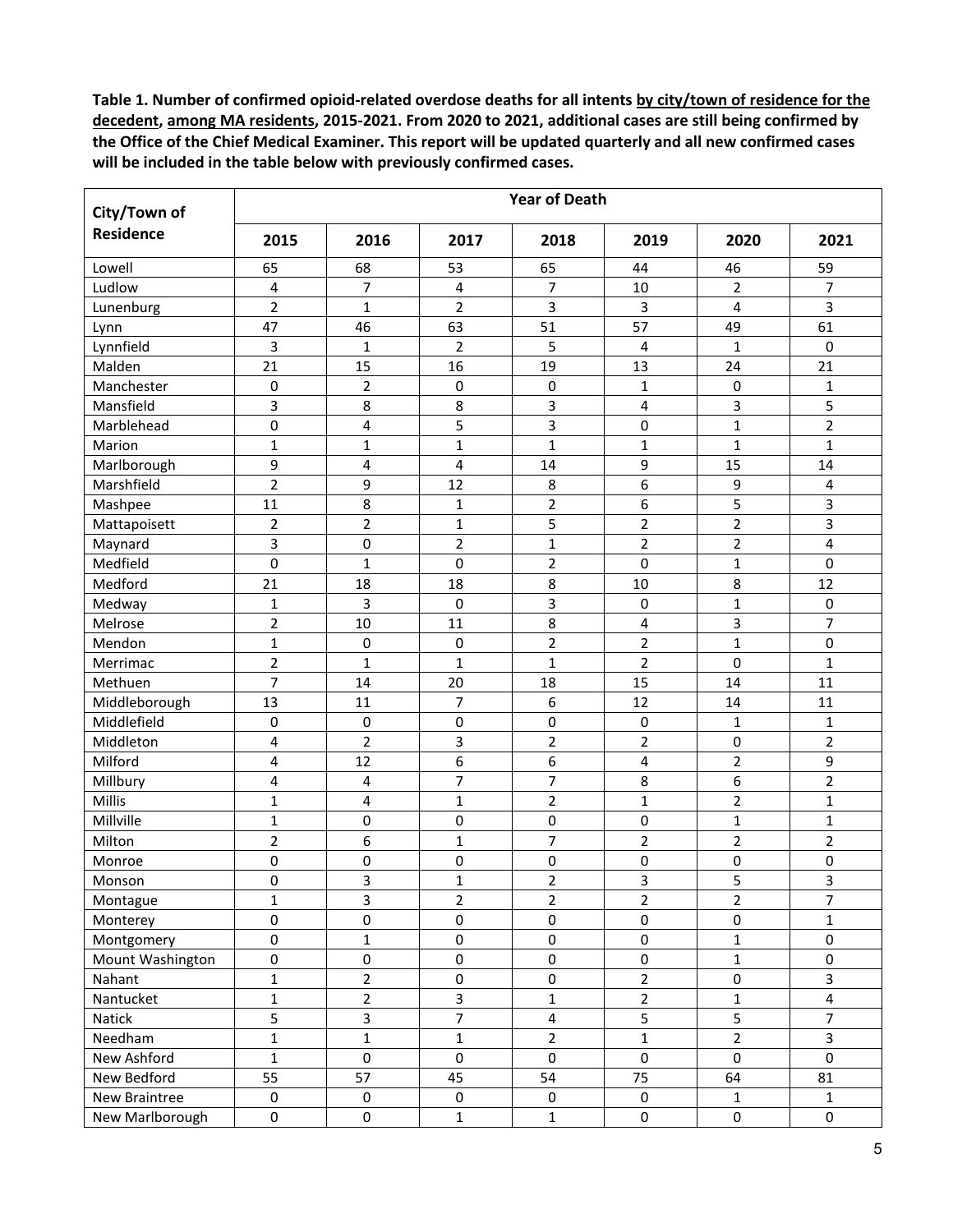**Table 1. Number of confirmed opioid-related overdose deaths for all intents by city/town of residence for the decedent, among MA residents, 2015-2021. From 2020 to 2021, additional cases are still being confirmed by the Office of the Chief Medical Examiner. This report will be updated quarterly and all new confirmed cases will be included in the table below with previously confirmed cases.**

| City/Town of Residence | Year of Death | | | | | | |
|---|---|---|---|---|---|---|---|
| | 2015 | 2016 | 2017 | 2018 | 2019 | 2020 | 2021 |
| Lowell | 65 | 68 | 53 | 65 | 44 | 46 | 59 |
| Ludlow | 4 | 7 | 4 | 7 | 10 | 2 | 7 |
| Lunenburg | 2 | 1 | 2 | 3 | 3 | 4 | 3 |
| Lynn | 47 | 46 | 63 | 51 | 57 | 49 | 61 |
| Lynnfield | 3 | 1 | 2 | 5 | 4 | 1 | 0 |
| Malden | 21 | 15 | 16 | 19 | 13 | 24 | 21 |
| Manchester | 0 | 2 | 0 | 0 | 1 | 0 | 1 |
| Mansfield | 3 | 8 | 8 | 3 | 4 | 3 | 5 |
| Marblehead | 0 | 4 | 5 | 3 | 0 | 1 | 2 |
| Marion | 1 | 1 | 1 | 1 | 1 | 1 | 1 |
| Marlborough | 9 | 4 | 4 | 14 | 9 | 15 | 14 |
| Marshfield | 2 | 9 | 12 | 8 | 6 | 9 | 4 |
| Mashpee | 11 | 8 | 1 | 2 | 6 | 5 | 3 |
| Mattapoisett | 2 | 2 | 1 | 5 | 2 | 2 | 3 |
| Maynard | 3 | 0 | 2 | 1 | 2 | 2 | 4 |
| Medfield | 0 | 1 | 0 | 2 | 0 | 1 | 0 |
| Medford | 21 | 18 | 18 | 8 | 10 | 8 | 12 |
| Medway | 1 | 3 | 0 | 3 | 0 | 1 | 0 |
| Melrose | 2 | 10 | 11 | 8 | 4 | 3 | 7 |
| Mendon | 1 | 0 | 0 | 2 | 2 | 1 | 0 |
| Merrimac | 2 | 1 | 1 | 1 | 2 | 0 | 1 |
| Methuen | 7 | 14 | 20 | 18 | 15 | 14 | 11 |
| Middleborough | 13 | 11 | 7 | 6 | 12 | 14 | 11 |
| Middlefield | 0 | 0 | 0 | 0 | 0 | 1 | 1 |
| Middleton | 4 | 2 | 3 | 2 | 2 | 0 | 2 |
| Milford | 4 | 12 | 6 | 6 | 4 | 2 | 9 |
| Millbury | 4 | 4 | 7 | 7 | 8 | 6 | 2 |
| Millis | 1 | 4 | 1 | 2 | 1 | 2 | 1 |
| Millville | 1 | 0 | 0 | 0 | 0 | 1 | 1 |
| Milton | 2 | 6 | 1 | 7 | 2 | 2 | 2 |
| Monroe | 0 | 0 | 0 | 0 | 0 | 0 | 0 |
| Monson | 0 | 3 | 1 | 2 | 3 | 5 | 3 |
| Montague | 1 | 3 | 2 | 2 | 2 | 2 | 7 |
| Monterey | 0 | 0 | 0 | 0 | 0 | 0 | 1 |
| Montgomery | 0 | 1 | 0 | 0 | 0 | 1 | 0 |
| Mount Washington | 0 | 0 | 0 | 0 | 0 | 1 | 0 |
| Nahant | 1 | 2 | 0 | 0 | 2 | 0 | 3 |
| Nantucket | 1 | 2 | 3 | 1 | 2 | 1 | 4 |
| Natick | 5 | 3 | 7 | 4 | 5 | 5 | 7 |
| Needham | 1 | 1 | 1 | 2 | 1 | 2 | 3 |
| New Ashford | 1 | 0 | 0 | 0 | 0 | 0 | 0 |
| New Bedford | 55 | 57 | 45 | 54 | 75 | 64 | 81 |
| New Braintree | 0 | 0 | 0 | 0 | 0 | 1 | 1 |
| New Marlborough | 0 | 0 | 1 | 1 | 0 | 0 | 0 |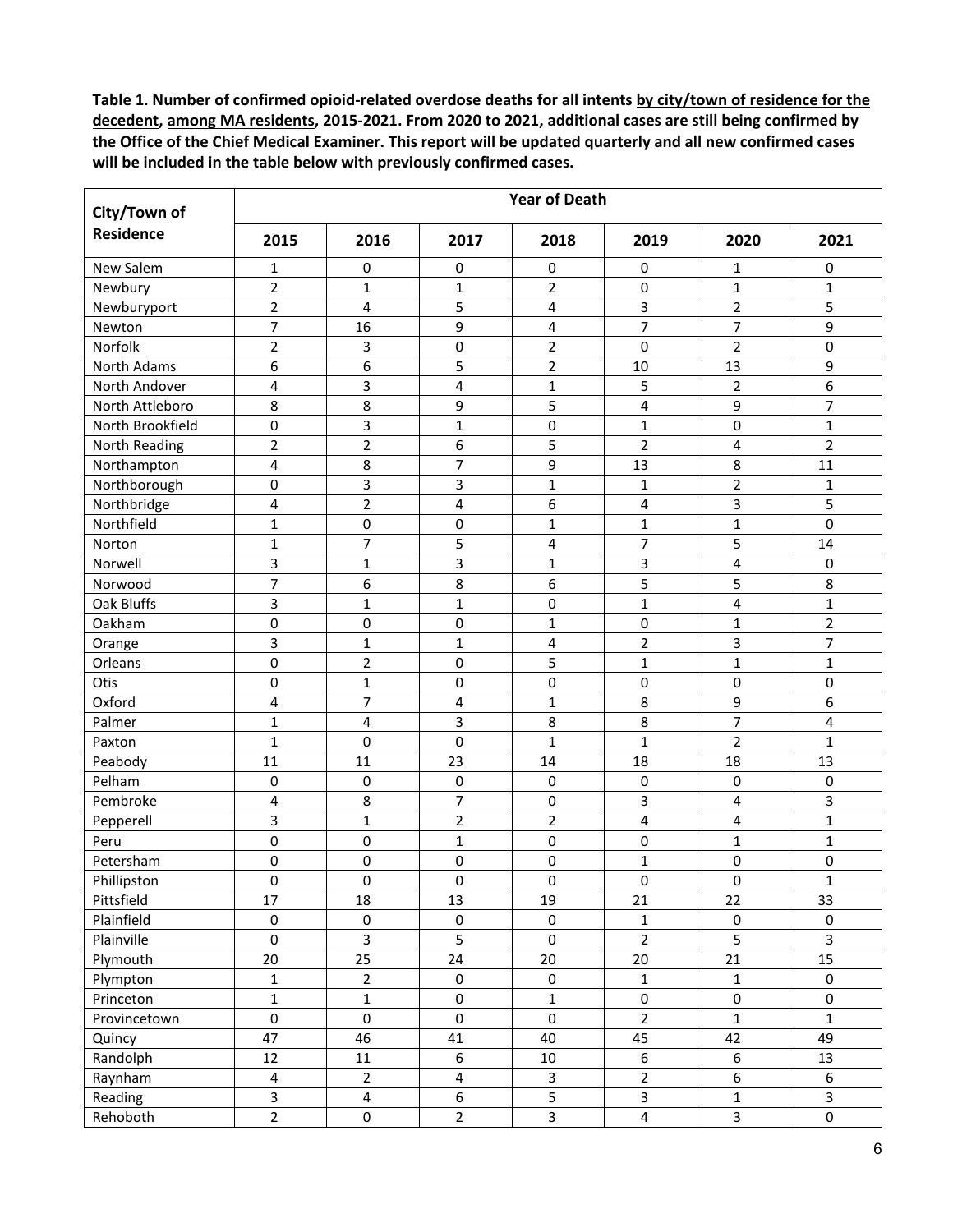**Table 1. Number of confirmed opioid-related overdose deaths for all intents by city/town of residence for the decedent, among MA residents, 2015-2021. From 2020 to 2021, additional cases are still being confirmed by the Office of the Chief Medical Examiner. This report will be updated quarterly and all new confirmed cases will be included in the table below with previously confirmed cases.**

| City/Town of Residence | Year of Death | | | | | | |
|---|---|---|---|---|---|---|---|
| | 2015 | 2016 | 2017 | 2018 | 2019 | 2020 | 2021 |
| New Salem | 1 | 0 | 0 | 0 | 0 | 1 | 0 |
| Newbury | 2 | 1 | 1 | 2 | 0 | 1 | 1 |
| Newburyport | 2 | 4 | 5 | 4 | 3 | 2 | 5 |
| Newton | 7 | 16 | 9 | 4 | 7 | 7 | 9 |
| Norfolk | 2 | 3 | 0 | 2 | 0 | 2 | 0 |
| North Adams | 6 | 6 | 5 | 2 | 10 | 13 | 9 |
| North Andover | 4 | 3 | 4 | 1 | 5 | 2 | 6 |
| North Attleboro | 8 | 8 | 9 | 5 | 4 | 9 | 7 |
| North Brookfield | 0 | 3 | 1 | 0 | 1 | 0 | 1 |
| North Reading | 2 | 2 | 6 | 5 | 2 | 4 | 2 |
| Northampton | 4 | 8 | 7 | 9 | 13 | 8 | 11 |
| Northborough | 0 | 3 | 3 | 1 | 1 | 2 | 1 |
| Northbridge | 4 | 2 | 4 | 6 | 4 | 3 | 5 |
| Northfield | 1 | 0 | 0 | 1 | 1 | 1 | 0 |
| Norton | 1 | 7 | 5 | 4 | 7 | 5 | 14 |
| Norwell | 3 | 1 | 3 | 1 | 3 | 4 | 0 |
| Norwood | 7 | 6 | 8 | 6 | 5 | 5 | 8 |
| Oak Bluffs | 3 | 1 | 1 | 0 | 1 | 4 | 1 |
| Oakham | 0 | 0 | 0 | 1 | 0 | 1 | 2 |
| Orange | 3 | 1 | 1 | 4 | 2 | 3 | 7 |
| Orleans | 0 | 2 | 0 | 5 | 1 | 1 | 1 |
| Otis | 0 | 1 | 0 | 0 | 0 | 0 | 0 |
| Oxford | 4 | 7 | 4 | 1 | 8 | 9 | 6 |
| Palmer | 1 | 4 | 3 | 8 | 8 | 7 | 4 |
| Paxton | 1 | 0 | 0 | 1 | 1 | 2 | 1 |
| Peabody | 11 | 11 | 23 | 14 | 18 | 18 | 13 |
| Pelham | 0 | 0 | 0 | 0 | 0 | 0 | 0 |
| Pembroke | 4 | 8 | 7 | 0 | 3 | 4 | 3 |
| Pepperell | 3 | 1 | 2 | 2 | 4 | 4 | 1 |
| Peru | 0 | 0 | 1 | 0 | 0 | 1 | 1 |
| Petersham | 0 | 0 | 0 | 0 | 1 | 0 | 0 |
| Phillipston | 0 | 0 | 0 | 0 | 0 | 0 | 1 |
| Pittsfield | 17 | 18 | 13 | 19 | 21 | 22 | 33 |
| Plainfield | 0 | 0 | 0 | 0 | 1 | 0 | 0 |
| Plainville | 0 | 3 | 5 | 0 | 2 | 5 | 3 |
| Plymouth | 20 | 25 | 24 | 20 | 20 | 21 | 15 |
| Plympton | 1 | 2 | 0 | 0 | 1 | 1 | 0 |
| Princeton | 1 | 1 | 0 | 1 | 0 | 0 | 0 |
| Provincetown | 0 | 0 | 0 | 0 | 2 | 1 | 1 |
| Quincy | 47 | 46 | 41 | 40 | 45 | 42 | 49 |
| Randolph | 12 | 11 | 6 | 10 | 6 | 6 | 13 |
| Raynham | 4 | 2 | 4 | 3 | 2 | 6 | 6 |
| Reading | 3 | 4 | 6 | 5 | 3 | 1 | 3 |
| Rehoboth | 2 | 0 | 2 | 3 | 4 | 3 | 0 |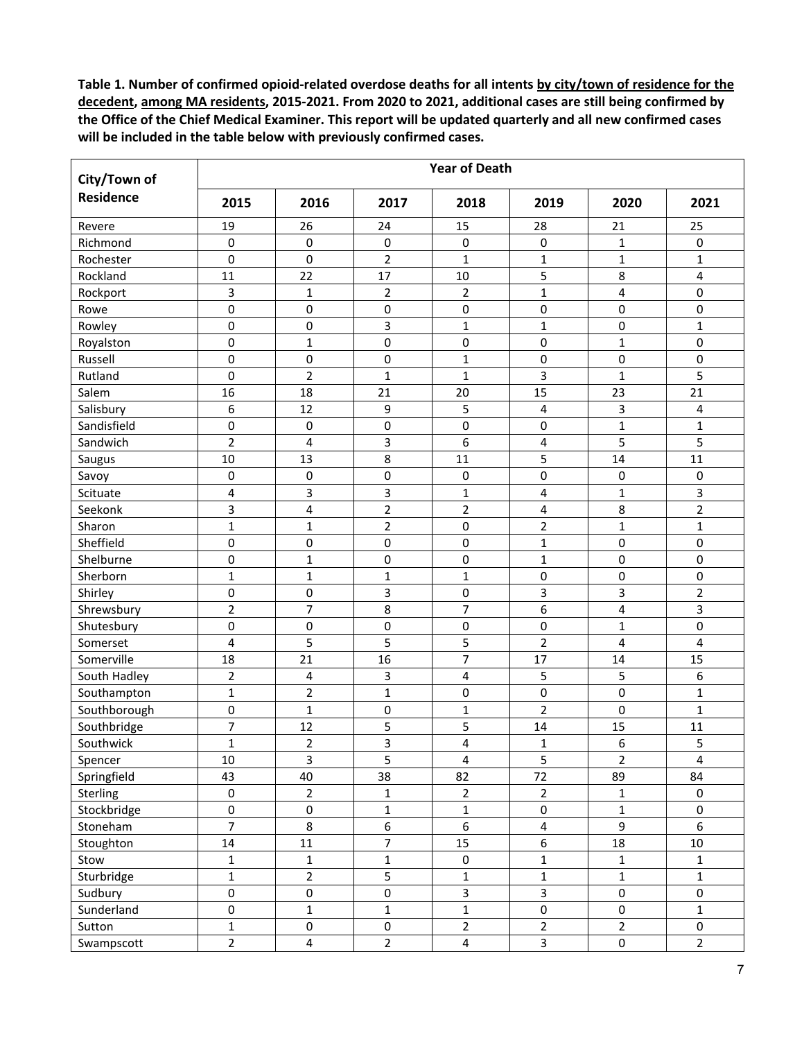**Table 1. Number of confirmed opioid-related overdose deaths for all intents by city/town of residence for the decedent, among MA residents, 2015-2021. From 2020 to 2021, additional cases are still being confirmed by the Office of the Chief Medical Examiner. This report will be updated quarterly and all new confirmed cases will be included in the table below with previously confirmed cases.**

| City/Town of Residence | Year of Death | | | | | | |
|---|---|---|---|---|---|---|---|
| | 2015 | 2016 | 2017 | 2018 | 2019 | 2020 | 2021 |
| Revere | 19 | 26 | 24 | 15 | 28 | 21 | 25 |
| Richmond | 0 | 0 | 0 | 0 | 0 | 1 | 0 |
| Rochester | 0 | 0 | 2 | 1 | 1 | 1 | 1 |
| Rockland | 11 | 22 | 17 | 10 | 5 | 8 | 4 |
| Rockport | 3 | 1 | 2 | 2 | 1 | 4 | 0 |
| Rowe | 0 | 0 | 0 | 0 | 0 | 0 | 0 |
| Rowley | 0 | 0 | 3 | 1 | 1 | 0 | 1 |
| Royalston | 0 | 1 | 0 | 0 | 0 | 1 | 0 |
| Russell | 0 | 0 | 0 | 1 | 0 | 0 | 0 |
| Rutland | 0 | 2 | 1 | 1 | 3 | 1 | 5 |
| Salem | 16 | 18 | 21 | 20 | 15 | 23 | 21 |
| Salisbury | 6 | 12 | 9 | 5 | 4 | 3 | 4 |
| Sandisfield | 0 | 0 | 0 | 0 | 0 | 1 | 1 |
| Sandwich | 2 | 4 | 3 | 6 | 4 | 5 | 5 |
| Saugus | 10 | 13 | 8 | 11 | 5 | 14 | 11 |
| Savoy | 0 | 0 | 0 | 0 | 0 | 0 | 0 |
| Scituate | 4 | 3 | 3 | 1 | 4 | 1 | 3 |
| Seekonk | 3 | 4 | 2 | 2 | 4 | 8 | 2 |
| Sharon | 1 | 1 | 2 | 0 | 2 | 1 | 1 |
| Sheffield | 0 | 0 | 0 | 0 | 1 | 0 | 0 |
| Shelburne | 0 | 1 | 0 | 0 | 1 | 0 | 0 |
| Sherborn | 1 | 1 | 1 | 1 | 0 | 0 | 0 |
| Shirley | 0 | 0 | 3 | 0 | 3 | 3 | 2 |
| Shrewsbury | 2 | 7 | 8 | 7 | 6 | 4 | 3 |
| Shutesbury | 0 | 0 | 0 | 0 | 0 | 1 | 0 |
| Somerset | 4 | 5 | 5 | 5 | 2 | 4 | 4 |
| Somerville | 18 | 21 | 16 | 7 | 17 | 14 | 15 |
| South Hadley | 2 | 4 | 3 | 4 | 5 | 5 | 6 |
| Southampton | 1 | 2 | 1 | 0 | 0 | 0 | 1 |
| Southborough | 0 | 1 | 0 | 1 | 2 | 0 | 1 |
| Southbridge | 7 | 12 | 5 | 5 | 14 | 15 | 11 |
| Southwick | 1 | 2 | 3 | 4 | 1 | 6 | 5 |
| Spencer | 10 | 3 | 5 | 4 | 5 | 2 | 4 |
| Springfield | 43 | 40 | 38 | 82 | 72 | 89 | 84 |
| Sterling | 0 | 2 | 1 | 2 | 2 | 1 | 0 |
| Stockbridge | 0 | 0 | 1 | 1 | 0 | 1 | 0 |
| Stoneham | 7 | 8 | 6 | 6 | 4 | 9 | 6 |
| Stoughton | 14 | 11 | 7 | 15 | 6 | 18 | 10 |
| Stow | 1 | 1 | 1 | 0 | 1 | 1 | 1 |
| Sturbridge | 1 | 2 | 5 | 1 | 1 | 1 | 1 |
| Sudbury | 0 | 0 | 0 | 3 | 3 | 0 | 0 |
| Sunderland | 0 | 1 | 1 | 1 | 0 | 0 | 1 |
| Sutton | 1 | 0 | 0 | 2 | 2 | 2 | 0 |
| Swampscott | 2 | 4 | 2 | 4 | 3 | 0 | 2 |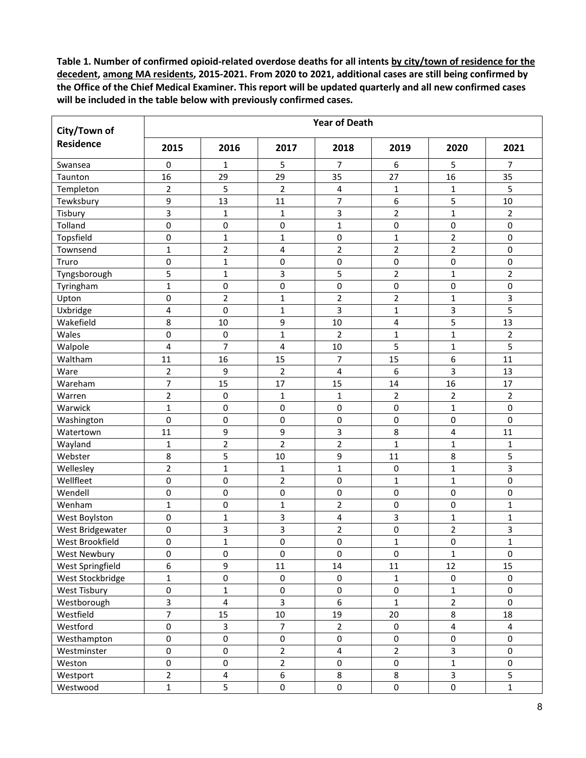**Table 1. Number of confirmed opioid-related overdose deaths for all intents by city/town of residence for the decedent, among MA residents, 2015-2021. From 2020 to 2021, additional cases are still being confirmed by the Office of the Chief Medical Examiner. This report will be updated quarterly and all new confirmed cases will be included in the table below with previously confirmed cases.**

| City/Town of Residence | Year of Death | | | | | | |
|---|---|---|---|---|---|---|---|
| | 2015 | 2016 | 2017 | 2018 | 2019 | 2020 | 2021 |
| Swansea | 0 | 1 | 5 | 7 | 6 | 5 | 7 |
| Taunton | 16 | 29 | 29 | 35 | 27 | 16 | 35 |
| Templeton | 2 | 5 | 2 | 4 | 1 | 1 | 5 |
| Tewksbury | 9 | 13 | 11 | 7 | 6 | 5 | 10 |
| Tisbury | 3 | 1 | 1 | 3 | 2 | 1 | 2 |
| Tolland | 0 | 0 | 0 | 1 | 0 | 0 | 0 |
| Topsfield | 0 | 1 | 1 | 0 | 1 | 2 | 0 |
| Townsend | 1 | 2 | 4 | 2 | 2 | 2 | 0 |
| Truro | 0 | 1 | 0 | 0 | 0 | 0 | 0 |
| Tyngsborough | 5 | 1 | 3 | 5 | 2 | 1 | 2 |
| Tyringham | 1 | 0 | 0 | 0 | 0 | 0 | 0 |
| Upton | 0 | 2 | 1 | 2 | 2 | 1 | 3 |
| Uxbridge | 4 | 0 | 1 | 3 | 1 | 3 | 5 |
| Wakefield | 8 | 10 | 9 | 10 | 4 | 5 | 13 |
| Wales | 0 | 0 | 1 | 2 | 1 | 1 | 2 |
| Walpole | 4 | 7 | 4 | 10 | 5 | 1 | 5 |
| Waltham | 11 | 16 | 15 | 7 | 15 | 6 | 11 |
| Ware | 2 | 9 | 2 | 4 | 6 | 3 | 13 |
| Wareham | 7 | 15 | 17 | 15 | 14 | 16 | 17 |
| Warren | 2 | 0 | 1 | 1 | 2 | 2 | 2 |
| Warwick | 1 | 0 | 0 | 0 | 0 | 1 | 0 |
| Washington | 0 | 0 | 0 | 0 | 0 | 0 | 0 |
| Watertown | 11 | 9 | 9 | 3 | 8 | 4 | 11 |
| Wayland | 1 | 2 | 2 | 2 | 1 | 1 | 1 |
| Webster | 8 | 5 | 10 | 9 | 11 | 8 | 5 |
| Wellesley | 2 | 1 | 1 | 1 | 0 | 1 | 3 |
| Wellfleet | 0 | 0 | 2 | 0 | 1 | 1 | 0 |
| Wendell | 0 | 0 | 0 | 0 | 0 | 0 | 0 |
| Wenham | 1 | 0 | 1 | 2 | 0 | 0 | 1 |
| West Boylston | 0 | 1 | 3 | 4 | 3 | 1 | 1 |
| West Bridgewater | 0 | 3 | 3 | 2 | 0 | 2 | 3 |
| West Brookfield | 0 | 1 | 0 | 0 | 1 | 0 | 1 |
| West Newbury | 0 | 0 | 0 | 0 | 0 | 1 | 0 |
| West Springfield | 6 | 9 | 11 | 14 | 11 | 12 | 15 |
| West Stockbridge | 1 | 0 | 0 | 0 | 1 | 0 | 0 |
| West Tisbury | 0 | 1 | 0 | 0 | 0 | 1 | 0 |
| Westborough | 3 | 4 | 3 | 6 | 1 | 2 | 0 |
| Westfield | 7 | 15 | 10 | 19 | 20 | 8 | 18 |
| Westford | 0 | 3 | 7 | 2 | 0 | 4 | 4 |
| Westhampton | 0 | 0 | 0 | 0 | 0 | 0 | 0 |
| Westminster | 0 | 0 | 2 | 4 | 2 | 3 | 0 |
| Weston | 0 | 0 | 2 | 0 | 0 | 1 | 0 |
| Westport | 2 | 4 | 6 | 8 | 8 | 3 | 5 |
| Westwood | 1 | 5 | 0 | 0 | 0 | 0 | 1 |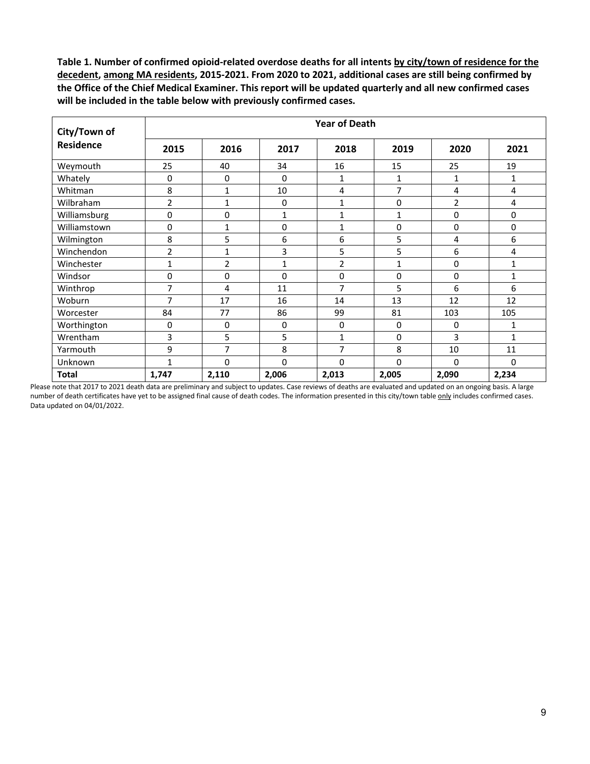**Table 1. Number of confirmed opioid-related overdose deaths for all intents by city/town of residence for the decedent, among MA residents, 2015-2021. From 2020 to 2021, additional cases are still being confirmed by the Office of the Chief Medical Examiner. This report will be updated quarterly and all new confirmed cases will be included in the table below with previously confirmed cases.**

| City/Town of Residence | Year of Death | | | | | | |
|---|---|---|---|---|---|---|---|
| | 2015 | 2016 | 2017 | 2018 | 2019 | 2020 | 2021 |
| Weymouth | 25 | 40 | 34 | 16 | 15 | 25 | 19 |
| Whately | 0 | 0 | 0 | 1 | 1 | 1 | 1 |
| Whitman | 8 | 1 | 10 | 4 | 7 | 4 | 4 |
| Wilbraham | 2 | 1 | 0 | 1 | 0 | 2 | 4 |
| Williamsburg | 0 | 0 | 1 | 1 | 1 | 0 | 0 |
| Williamstown | 0 | 1 | 0 | 1 | 0 | 0 | 0 |
| Wilmington | 8 | 5 | 6 | 6 | 5 | 4 | 6 |
| Winchendon | 2 | 1 | 3 | 5 | 5 | 6 | 4 |
| Winchester | 1 | 2 | 1 | 2 | 1 | 0 | 1 |
| Windsor | 0 | 0 | 0 | 0 | 0 | 0 | 1 |
| Winthrop | 7 | 4 | 11 | 7 | 5 | 6 | 6 |
| Woburn | 7 | 17 | 16 | 14 | 13 | 12 | 12 |
| Worcester | 84 | 77 | 86 | 99 | 81 | 103 | 105 |
| Worthington | 0 | 0 | 0 | 0 | 0 | 0 | 1 |
| Wrentham | 3 | 5 | 5 | 1 | 0 | 3 | 1 |
| Yarmouth | 9 | 7 | 8 | 7 | 8 | 10 | 11 |
| Unknown | 1 | 0 | 0 | 0 | 0 | 0 | 0 |
| **Total** | **1,747** | **2,110** | **2,006** | **2,013** | **2,005** | **2,090** | **2,234** |

Please note that 2017 to 2021 death data are preliminary and subject to updates. Case reviews of deaths are evaluated and updated on an ongoing basis. A large number of death certificates have yet to be assigned final cause of death codes. The information presented in this city/town table only includes confirmed cases. Data updated on 04/01/2022.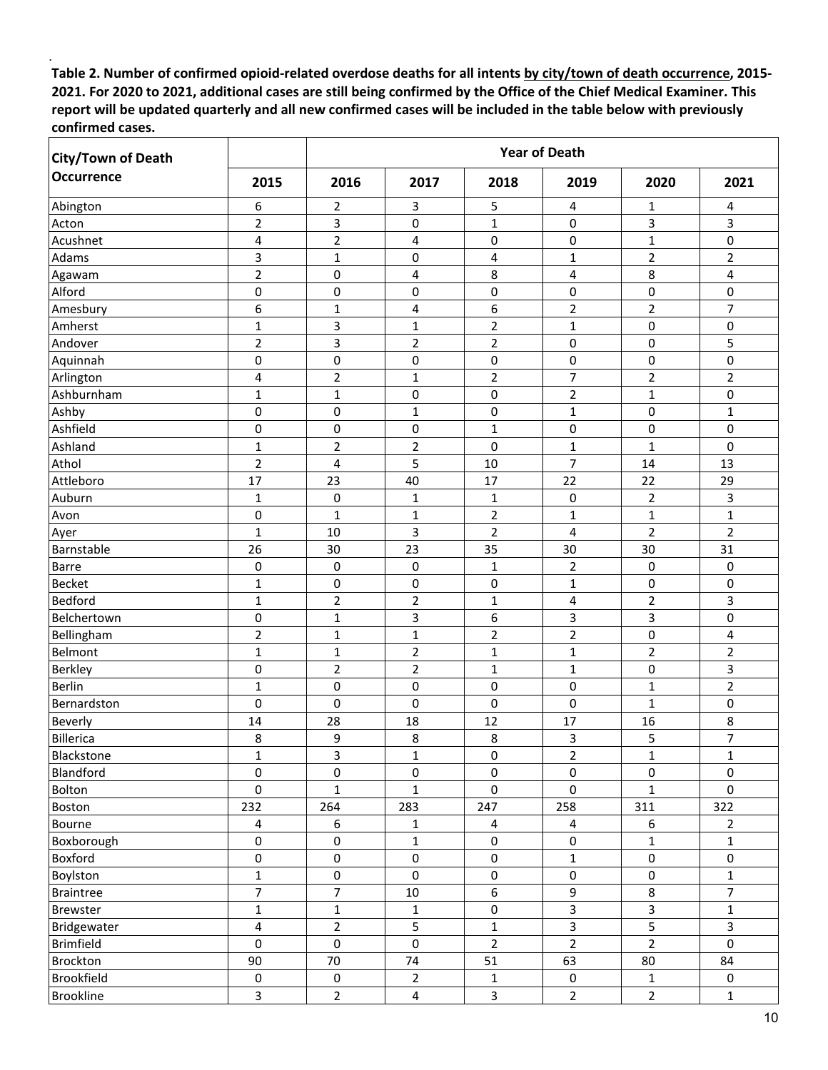**Table 2. Number of confirmed opioid-related overdose deaths for all intents by city/town of death occurrence, 2015-2021. For 2020 to 2021, additional cases are still being confirmed by the Office of the Chief Medical Examiner. This report will be updated quarterly and all new confirmed cases will be included in the table below with previously confirmed cases.**

| City/Town of Death Occurrence | Year of Death | | | | | | |
|---|---|---|---|---|---|---|---|
| | 2015 | 2016 | 2017 | 2018 | 2019 | 2020 | 2021 |
| Abington | 6 | 2 | 3 | 5 | 4 | 1 | 4 |
| Acton | 2 | 3 | 0 | 1 | 0 | 3 | 3 |
| Acushnet | 4 | 2 | 4 | 0 | 0 | 1 | 0 |
| Adams | 3 | 1 | 0 | 4 | 1 | 2 | 2 |
| Agawam | 2 | 0 | 4 | 8 | 4 | 8 | 4 |
| Alford | 0 | 0 | 0 | 0 | 0 | 0 | 0 |
| Amesbury | 6 | 1 | 4 | 6 | 2 | 2 | 7 |
| Amherst | 1 | 3 | 1 | 2 | 1 | 0 | 0 |
| Andover | 2 | 3 | 2 | 2 | 0 | 0 | 5 |
| Aquinnah | 0 | 0 | 0 | 0 | 0 | 0 | 0 |
| Arlington | 4 | 2 | 1 | 2 | 7 | 2 | 2 |
| Ashburnham | 1 | 1 | 0 | 0 | 2 | 1 | 0 |
| Ashby | 0 | 0 | 1 | 0 | 1 | 0 | 1 |
| Ashfield | 0 | 0 | 0 | 1 | 0 | 0 | 0 |
| Ashland | 1 | 2 | 2 | 0 | 1 | 1 | 0 |
| Athol | 2 | 4 | 5 | 10 | 7 | 14 | 13 |
| Attleboro | 17 | 23 | 40 | 17 | 22 | 22 | 29 |
| Auburn | 1 | 0 | 1 | 1 | 0 | 2 | 3 |
| Avon | 0 | 1 | 1 | 2 | 1 | 1 | 1 |
| Ayer | 1 | 10 | 3 | 2 | 4 | 2 | 2 |
| Barnstable | 26 | 30 | 23 | 35 | 30 | 30 | 31 |
| Barre | 0 | 0 | 0 | 1 | 2 | 0 | 0 |
| Becket | 1 | 0 | 0 | 0 | 1 | 0 | 0 |
| Bedford | 1 | 2 | 2 | 1 | 4 | 2 | 3 |
| Belchertown | 0 | 1 | 3 | 6 | 3 | 3 | 0 |
| Bellingham | 2 | 1 | 1 | 2 | 2 | 0 | 4 |
| Belmont | 1 | 1 | 2 | 1 | 1 | 2 | 2 |
| Berkley | 0 | 2 | 2 | 1 | 1 | 0 | 3 |
| Berlin | 1 | 0 | 0 | 0 | 0 | 1 | 2 |
| Bernardston | 0 | 0 | 0 | 0 | 0 | 1 | 0 |
| Beverly | 14 | 28 | 18 | 12 | 17 | 16 | 8 |
| Billerica | 8 | 9 | 8 | 8 | 3 | 5 | 7 |
| Blackstone | 1 | 3 | 1 | 0 | 2 | 1 | 1 |
| Blandford | 0 | 0 | 0 | 0 | 0 | 0 | 0 |
| Bolton | 0 | 1 | 1 | 0 | 0 | 1 | 0 |
| Boston | 232 | 264 | 283 | 247 | 258 | 311 | 322 |
| Bourne | 4 | 6 | 1 | 4 | 4 | 6 | 2 |
| Boxborough | 0 | 0 | 1 | 0 | 0 | 1 | 1 |
| Boxford | 0 | 0 | 0 | 0 | 1 | 0 | 0 |
| Boylston | 1 | 0 | 0 | 0 | 0 | 0 | 1 |
| Braintree | 7 | 7 | 10 | 6 | 9 | 8 | 7 |
| Brewster | 1 | 1 | 1 | 0 | 3 | 3 | 1 |
| Bridgewater | 4 | 2 | 5 | 1 | 3 | 5 | 3 |
| Brimfield | 0 | 0 | 0 | 2 | 2 | 2 | 0 |
| Brockton | 90 | 70 | 74 | 51 | 63 | 80 | 84 |
| Brookfield | 0 | 0 | 2 | 1 | 0 | 1 | 0 |
| Brookline | 3 | 2 | 4 | 3 | 2 | 2 | 1 |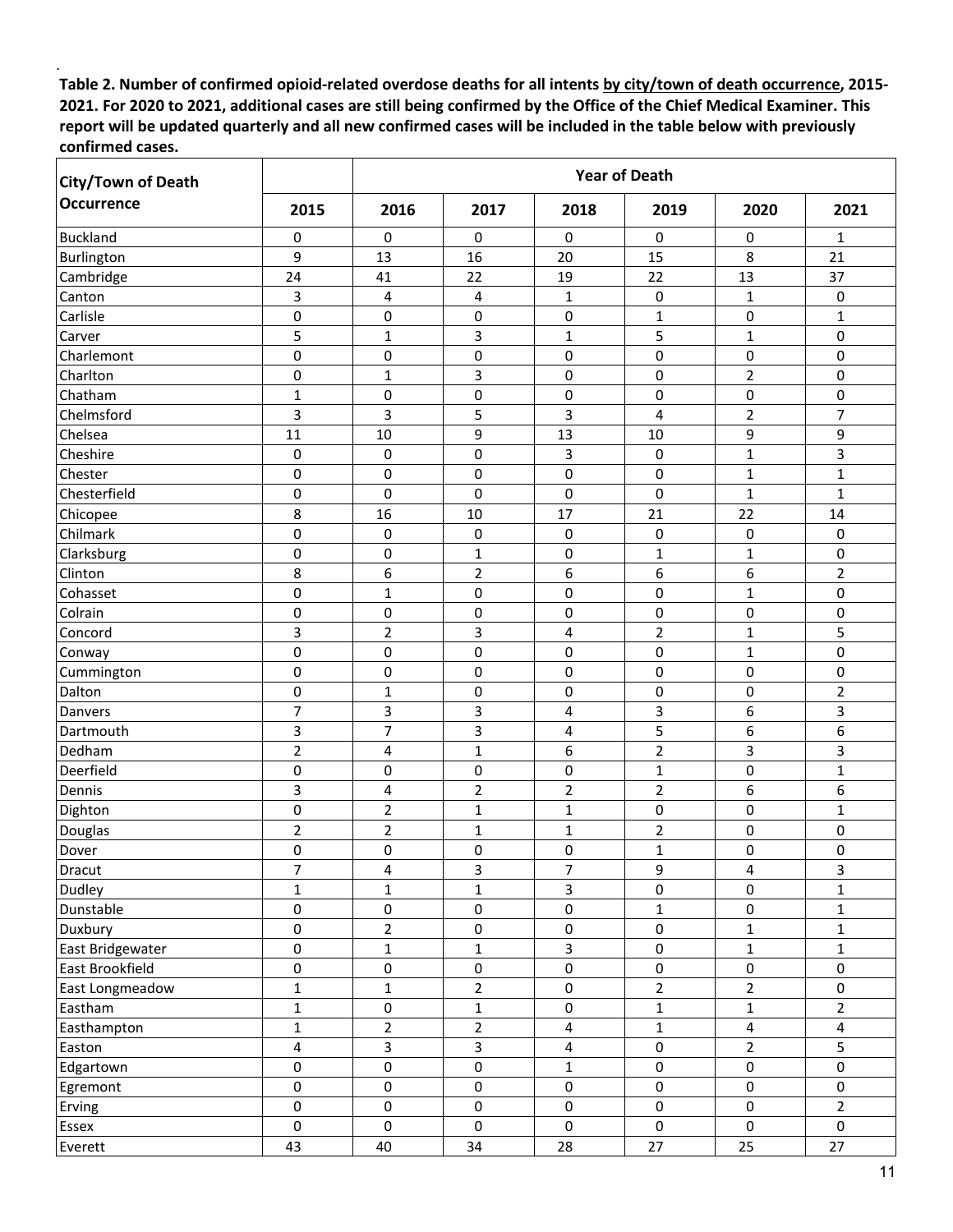**Table 2. Number of confirmed opioid-related overdose deaths for all intents by city/town of death occurrence, 2015-2021. For 2020 to 2021, additional cases are still being confirmed by the Office of the Chief Medical Examiner. This report will be updated quarterly and all new confirmed cases will be included in the table below with previously confirmed cases.**

| City/Town of Death Occurrence | Year of Death | | | | | | |
|---|---|---|---|---|---|---|---|
| | 2015 | 2016 | 2017 | 2018 | 2019 | 2020 | 2021 |
| Buckland | 0 | 0 | 0 | 0 | 0 | 0 | 1 |
| Burlington | 9 | 13 | 16 | 20 | 15 | 8 | 21 |
| Cambridge | 24 | 41 | 22 | 19 | 22 | 13 | 37 |
| Canton | 3 | 4 | 4 | 1 | 0 | 1 | 0 |
| Carlisle | 0 | 0 | 0 | 0 | 1 | 0 | 1 |
| Carver | 5 | 1 | 3 | 1 | 5 | 1 | 0 |
| Charlemont | 0 | 0 | 0 | 0 | 0 | 0 | 0 |
| Charlton | 0 | 1 | 3 | 0 | 0 | 2 | 0 |
| Chatham | 1 | 0 | 0 | 0 | 0 | 0 | 0 |
| Chelmsford | 3 | 3 | 5 | 3 | 4 | 2 | 7 |
| Chelsea | 11 | 10 | 9 | 13 | 10 | 9 | 9 |
| Cheshire | 0 | 0 | 0 | 3 | 0 | 1 | 3 |
| Chester | 0 | 0 | 0 | 0 | 0 | 1 | 1 |
| Chesterfield | 0 | 0 | 0 | 0 | 0 | 1 | 1 |
| Chicopee | 8 | 16 | 10 | 17 | 21 | 22 | 14 |
| Chilmark | 0 | 0 | 0 | 0 | 0 | 0 | 0 |
| Clarksburg | 0 | 0 | 1 | 0 | 1 | 1 | 0 |
| Clinton | 8 | 6 | 2 | 6 | 6 | 6 | 2 |
| Cohasset | 0 | 1 | 0 | 0 | 0 | 1 | 0 |
| Colrain | 0 | 0 | 0 | 0 | 0 | 0 | 0 |
| Concord | 3 | 2 | 3 | 4 | 2 | 1 | 5 |
| Conway | 0 | 0 | 0 | 0 | 0 | 1 | 0 |
| Cummington | 0 | 0 | 0 | 0 | 0 | 0 | 0 |
| Dalton | 0 | 1 | 0 | 0 | 0 | 0 | 2 |
| Danvers | 7 | 3 | 3 | 4 | 3 | 6 | 3 |
| Dartmouth | 3 | 7 | 3 | 4 | 5 | 6 | 6 |
| Dedham | 2 | 4 | 1 | 6 | 2 | 3 | 3 |
| Deerfield | 0 | 0 | 0 | 0 | 1 | 0 | 1 |
| Dennis | 3 | 4 | 2 | 2 | 2 | 6 | 6 |
| Dighton | 0 | 2 | 1 | 1 | 0 | 0 | 1 |
| Douglas | 2 | 2 | 1 | 1 | 2 | 0 | 0 |
| Dover | 0 | 0 | 0 | 0 | 1 | 0 | 0 |
| Dracut | 7 | 4 | 3 | 7 | 9 | 4 | 3 |
| Dudley | 1 | 1 | 1 | 3 | 0 | 0 | 1 |
| Dunstable | 0 | 0 | 0 | 0 | 1 | 0 | 1 |
| Duxbury | 0 | 2 | 0 | 0 | 0 | 1 | 1 |
| East Bridgewater | 0 | 1 | 1 | 3 | 0 | 1 | 1 |
| East Brookfield | 0 | 0 | 0 | 0 | 0 | 0 | 0 |
| East Longmeadow | 1 | 1 | 2 | 0 | 2 | 2 | 0 |
| Eastham | 1 | 0 | 1 | 0 | 1 | 1 | 2 |
| Easthampton | 1 | 2 | 2 | 4 | 1 | 4 | 4 |
| Easton | 4 | 3 | 3 | 4 | 0 | 2 | 5 |
| Edgartown | 0 | 0 | 0 | 1 | 0 | 0 | 0 |
| Egremont | 0 | 0 | 0 | 0 | 0 | 0 | 0 |
| Erving | 0 | 0 | 0 | 0 | 0 | 0 | 2 |
| Essex | 0 | 0 | 0 | 0 | 0 | 0 | 0 |
| Everett | 43 | 40 | 34 | 28 | 27 | 25 | 27 |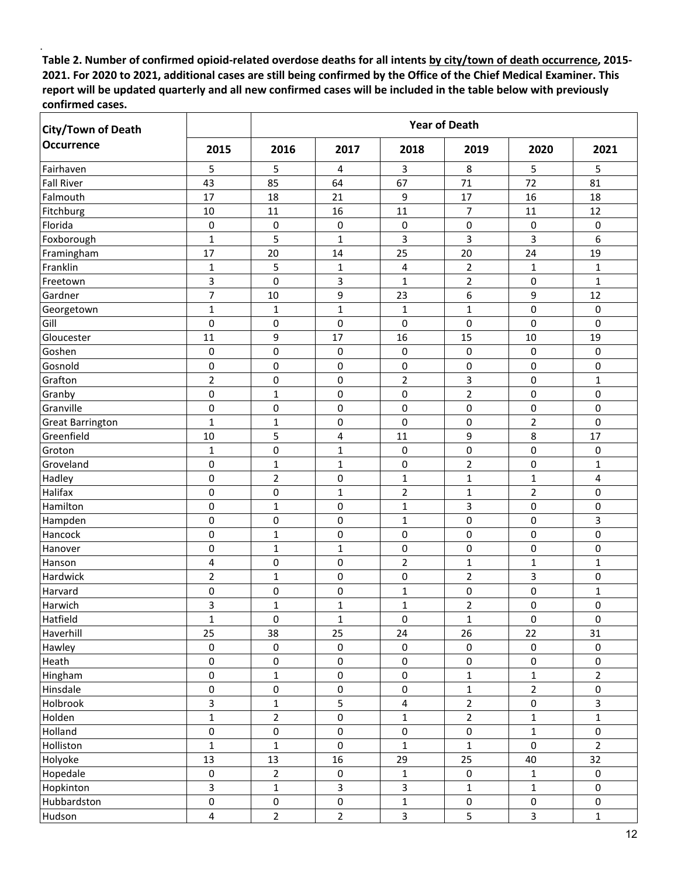**Table 2. Number of confirmed opioid-related overdose deaths for all intents by city/town of death occurrence, 2015-2021. For 2020 to 2021, additional cases are still being confirmed by the Office of the Chief Medical Examiner. This report will be updated quarterly and all new confirmed cases will be included in the table below with previously confirmed cases.**

| City/Town of Death Occurrence | Year of Death | | | | | | |
|---|---|---|---|---|---|---|---|
| | 2015 | 2016 | 2017 | 2018 | 2019 | 2020 | 2021 |
| Fairhaven | 5 | 5 | 4 | 3 | 8 | 5 | 5 |
| Fall River | 43 | 85 | 64 | 67 | 71 | 72 | 81 |
| Falmouth | 17 | 18 | 21 | 9 | 17 | 16 | 18 |
| Fitchburg | 10 | 11 | 16 | 11 | 7 | 11 | 12 |
| Florida | 0 | 0 | 0 | 0 | 0 | 0 | 0 |
| Foxborough | 1 | 5 | 1 | 3 | 3 | 3 | 6 |
| Framingham | 17 | 20 | 14 | 25 | 20 | 24 | 19 |
| Franklin | 1 | 5 | 1 | 4 | 2 | 1 | 1 |
| Freetown | 3 | 0 | 3 | 1 | 2 | 0 | 1 |
| Gardner | 7 | 10 | 9 | 23 | 6 | 9 | 12 |
| Georgetown | 1 | 1 | 1 | 1 | 1 | 0 | 0 |
| Gill | 0 | 0 | 0 | 0 | 0 | 0 | 0 |
| Gloucester | 11 | 9 | 17 | 16 | 15 | 10 | 19 |
| Goshen | 0 | 0 | 0 | 0 | 0 | 0 | 0 |
| Gosnold | 0 | 0 | 0 | 0 | 0 | 0 | 0 |
| Grafton | 2 | 0 | 0 | 2 | 3 | 0 | 1 |
| Granby | 0 | 1 | 0 | 0 | 2 | 0 | 0 |
| Granville | 0 | 0 | 0 | 0 | 0 | 0 | 0 |
| Great Barrington | 1 | 1 | 0 | 0 | 0 | 2 | 0 |
| Greenfield | 10 | 5 | 4 | 11 | 9 | 8 | 17 |
| Groton | 1 | 0 | 1 | 0 | 0 | 0 | 0 |
| Groveland | 0 | 1 | 1 | 0 | 2 | 0 | 1 |
| Hadley | 0 | 2 | 0 | 1 | 1 | 1 | 4 |
| Halifax | 0 | 0 | 1 | 2 | 1 | 2 | 0 |
| Hamilton | 0 | 1 | 0 | 1 | 3 | 0 | 0 |
| Hampden | 0 | 0 | 0 | 1 | 0 | 0 | 3 |
| Hancock | 0 | 1 | 0 | 0 | 0 | 0 | 0 |
| Hanover | 0 | 1 | 1 | 0 | 0 | 0 | 0 |
| Hanson | 4 | 0 | 0 | 2 | 1 | 1 | 1 |
| Hardwick | 2 | 1 | 0 | 0 | 2 | 3 | 0 |
| Harvard | 0 | 0 | 0 | 1 | 0 | 0 | 1 |
| Harwich | 3 | 1 | 1 | 1 | 2 | 0 | 0 |
| Hatfield | 1 | 0 | 1 | 0 | 1 | 0 | 0 |
| Haverhill | 25 | 38 | 25 | 24 | 26 | 22 | 31 |
| Hawley | 0 | 0 | 0 | 0 | 0 | 0 | 0 |
| Heath | 0 | 0 | 0 | 0 | 0 | 0 | 0 |
| Hingham | 0 | 1 | 0 | 0 | 1 | 1 | 2 |
| Hinsdale | 0 | 0 | 0 | 0 | 1 | 2 | 0 |
| Holbrook | 3 | 1 | 5 | 4 | 2 | 0 | 3 |
| Holden | 1 | 2 | 0 | 1 | 2 | 1 | 1 |
| Holland | 0 | 0 | 0 | 0 | 0 | 1 | 0 |
| Holliston | 1 | 1 | 0 | 1 | 1 | 0 | 2 |
| Holyoke | 13 | 13 | 16 | 29 | 25 | 40 | 32 |
| Hopedale | 0 | 2 | 0 | 1 | 0 | 1 | 0 |
| Hopkinton | 3 | 1 | 3 | 3 | 1 | 1 | 0 |
| Hubbardston | 0 | 0 | 0 | 1 | 0 | 0 | 0 |
| Hudson | 4 | 2 | 2 | 3 | 5 | 3 | 1 |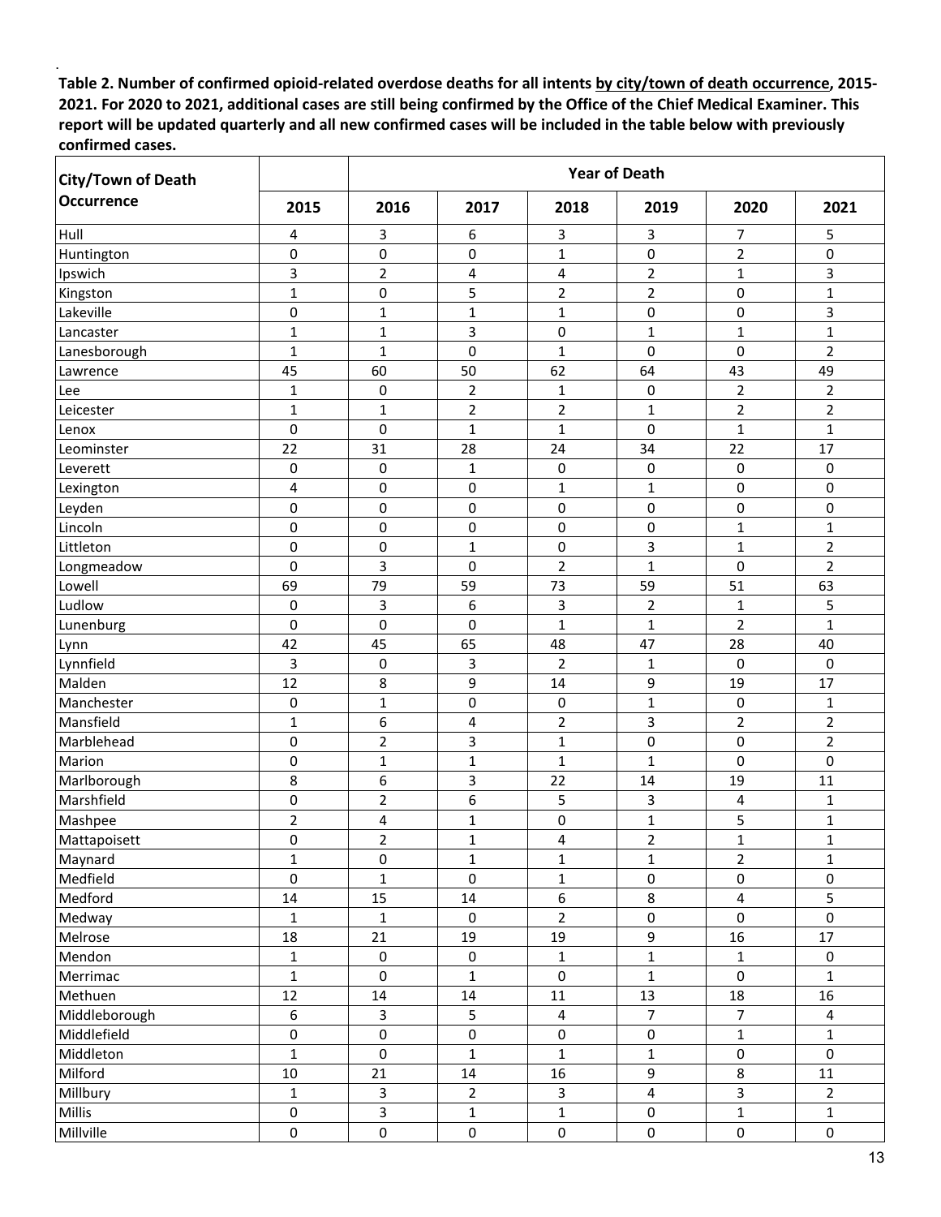**Table 2. Number of confirmed opioid-related overdose deaths for all intents by city/town of death occurrence, 2015-2021. For 2020 to 2021, additional cases are still being confirmed by the Office of the Chief Medical Examiner. This report will be updated quarterly and all new confirmed cases will be included in the table below with previously confirmed cases.**

| City/Town of Death Occurrence | Year of Death | | | | | | |
|---|---|---|---|---|---|---|---|
| | 2015 | 2016 | 2017 | 2018 | 2019 | 2020 | 2021 |
| Hull | 4 | 3 | 6 | 3 | 3 | 7 | 5 |
| Huntington | 0 | 0 | 0 | 1 | 0 | 2 | 0 |
| Ipswich | 3 | 2 | 4 | 4 | 2 | 1 | 3 |
| Kingston | 1 | 0 | 5 | 2 | 2 | 0 | 1 |
| Lakeville | 0 | 1 | 1 | 1 | 0 | 0 | 3 |
| Lancaster | 1 | 1 | 3 | 0 | 1 | 1 | 1 |
| Lanesborough | 1 | 1 | 0 | 1 | 0 | 0 | 2 |
| Lawrence | 45 | 60 | 50 | 62 | 64 | 43 | 49 |
| Lee | 1 | 0 | 2 | 1 | 0 | 2 | 2 |
| Leicester | 1 | 1 | 2 | 2 | 1 | 2 | 2 |
| Lenox | 0 | 0 | 1 | 1 | 0 | 1 | 1 |
| Leominster | 22 | 31 | 28 | 24 | 34 | 22 | 17 |
| Leverett | 0 | 0 | 1 | 0 | 0 | 0 | 0 |
| Lexington | 4 | 0 | 0 | 1 | 1 | 0 | 0 |
| Leyden | 0 | 0 | 0 | 0 | 0 | 0 | 0 |
| Lincoln | 0 | 0 | 0 | 0 | 0 | 1 | 1 |
| Littleton | 0 | 0 | 1 | 0 | 3 | 1 | 2 |
| Longmeadow | 0 | 3 | 0 | 2 | 1 | 0 | 2 |
| Lowell | 69 | 79 | 59 | 73 | 59 | 51 | 63 |
| Ludlow | 0 | 3 | 6 | 3 | 2 | 1 | 5 |
| Lunenburg | 0 | 0 | 0 | 1 | 1 | 2 | 1 |
| Lynn | 42 | 45 | 65 | 48 | 47 | 28 | 40 |
| Lynnfield | 3 | 0 | 3 | 2 | 1 | 0 | 0 |
| Malden | 12 | 8 | 9 | 14 | 9 | 19 | 17 |
| Manchester | 0 | 1 | 0 | 0 | 1 | 0 | 1 |
| Mansfield | 1 | 6 | 4 | 2 | 3 | 2 | 2 |
| Marblehead | 0 | 2 | 3 | 1 | 0 | 0 | 2 |
| Marion | 0 | 1 | 1 | 1 | 1 | 0 | 0 |
| Marlborough | 8 | 6 | 3 | 22 | 14 | 19 | 11 |
| Marshfield | 0 | 2 | 6 | 5 | 3 | 4 | 1 |
| Mashpee | 2 | 4 | 1 | 0 | 1 | 5 | 1 |
| Mattapoisett | 0 | 2 | 1 | 4 | 2 | 1 | 1 |
| Maynard | 1 | 0 | 1 | 1 | 1 | 2 | 1 |
| Medfield | 0 | 1 | 0 | 1 | 0 | 0 | 0 |
| Medford | 14 | 15 | 14 | 6 | 8 | 4 | 5 |
| Medway | 1 | 1 | 0 | 2 | 0 | 0 | 0 |
| Melrose | 18 | 21 | 19 | 19 | 9 | 16 | 17 |
| Mendon | 1 | 0 | 0 | 1 | 1 | 1 | 0 |
| Merrimac | 1 | 0 | 1 | 0 | 1 | 0 | 1 |
| Methuen | 12 | 14 | 14 | 11 | 13 | 18 | 16 |
| Middleborough | 6 | 3 | 5 | 4 | 7 | 7 | 4 |
| Middlefield | 0 | 0 | 0 | 0 | 0 | 1 | 1 |
| Middleton | 1 | 0 | 1 | 1 | 1 | 0 | 0 |
| Milford | 10 | 21 | 14 | 16 | 9 | 8 | 11 |
| Millbury | 1 | 3 | 2 | 3 | 4 | 3 | 2 |
| Millis | 0 | 3 | 1 | 1 | 0 | 1 | 1 |
| Millville | 0 | 0 | 0 | 0 | 0 | 0 | 0 |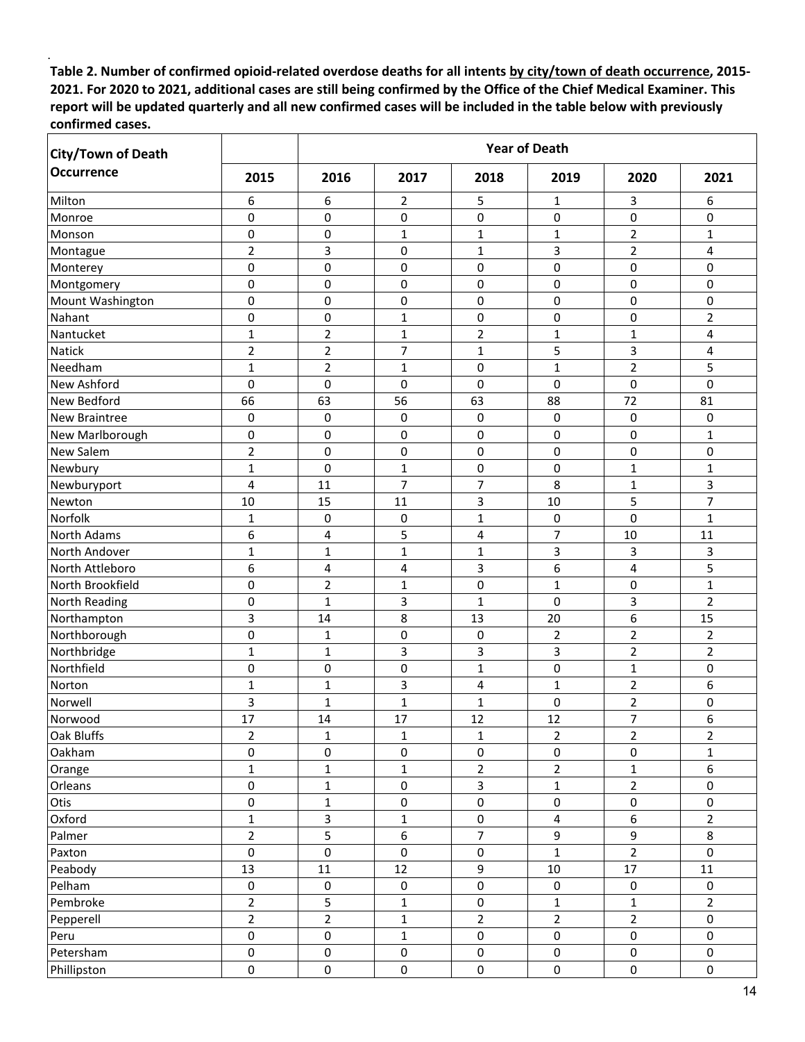**Table 2. Number of confirmed opioid-related overdose deaths for all intents by city/town of death occurrence, 2015-2021. For 2020 to 2021, additional cases are still being confirmed by the Office of the Chief Medical Examiner. This report will be updated quarterly and all new confirmed cases will be included in the table below with previously confirmed cases.**

| City/Town of Death Occurrence | Year of Death | | | | | | |
|---|---|---|---|---|---|---|---|
| | 2015 | 2016 | 2017 | 2018 | 2019 | 2020 | 2021 |
| Milton | 6 | 6 | 2 | 5 | 1 | 3 | 6 |
| Monroe | 0 | 0 | 0 | 0 | 0 | 0 | 0 |
| Monson | 0 | 0 | 1 | 1 | 1 | 2 | 1 |
| Montague | 2 | 3 | 0 | 1 | 3 | 2 | 4 |
| Monterey | 0 | 0 | 0 | 0 | 0 | 0 | 0 |
| Montgomery | 0 | 0 | 0 | 0 | 0 | 0 | 0 |
| Mount Washington | 0 | 0 | 0 | 0 | 0 | 0 | 0 |
| Nahant | 0 | 0 | 1 | 0 | 0 | 0 | 2 |
| Nantucket | 1 | 2 | 1 | 2 | 1 | 1 | 4 |
| Natick | 2 | 2 | 7 | 1 | 5 | 3 | 4 |
| Needham | 1 | 2 | 1 | 0 | 1 | 2 | 5 |
| New Ashford | 0 | 0 | 0 | 0 | 0 | 0 | 0 |
| New Bedford | 66 | 63 | 56 | 63 | 88 | 72 | 81 |
| New Braintree | 0 | 0 | 0 | 0 | 0 | 0 | 0 |
| New Marlborough | 0 | 0 | 0 | 0 | 0 | 0 | 1 |
| New Salem | 2 | 0 | 0 | 0 | 0 | 0 | 0 |
| Newbury | 1 | 0 | 1 | 0 | 0 | 1 | 1 |
| Newburyport | 4 | 11 | 7 | 7 | 8 | 1 | 3 |
| Newton | 10 | 15 | 11 | 3 | 10 | 5 | 7 |
| Norfolk | 1 | 0 | 0 | 1 | 0 | 0 | 1 |
| North Adams | 6 | 4 | 5 | 4 | 7 | 10 | 11 |
| North Andover | 1 | 1 | 1 | 1 | 3 | 3 | 3 |
| North Attleboro | 6 | 4 | 4 | 3 | 6 | 4 | 5 |
| North Brookfield | 0 | 2 | 1 | 0 | 1 | 0 | 1 |
| North Reading | 0 | 1 | 3 | 1 | 0 | 3 | 2 |
| Northampton | 3 | 14 | 8 | 13 | 20 | 6 | 15 |
| Northborough | 0 | 1 | 0 | 0 | 2 | 2 | 2 |
| Northbridge | 1 | 1 | 3 | 3 | 3 | 2 | 2 |
| Northfield | 0 | 0 | 0 | 1 | 0 | 1 | 0 |
| Norton | 1 | 1 | 3 | 4 | 1 | 2 | 6 |
| Norwell | 3 | 1 | 1 | 1 | 0 | 2 | 0 |
| Norwood | 17 | 14 | 17 | 12 | 12 | 7 | 6 |
| Oak Bluffs | 2 | 1 | 1 | 1 | 2 | 2 | 2 |
| Oakham | 0 | 0 | 0 | 0 | 0 | 0 | 1 |
| Orange | 1 | 1 | 1 | 2 | 2 | 1 | 6 |
| Orleans | 0 | 1 | 0 | 3 | 1 | 2 | 0 |
| Otis | 0 | 1 | 0 | 0 | 0 | 0 | 0 |
| Oxford | 1 | 3 | 1 | 0 | 4 | 6 | 2 |
| Palmer | 2 | 5 | 6 | 7 | 9 | 9 | 8 |
| Paxton | 0 | 0 | 0 | 0 | 1 | 2 | 0 |
| Peabody | 13 | 11 | 12 | 9 | 10 | 17 | 11 |
| Pelham | 0 | 0 | 0 | 0 | 0 | 0 | 0 |
| Pembroke | 2 | 5 | 1 | 0 | 1 | 1 | 2 |
| Pepperell | 2 | 2 | 1 | 2 | 2 | 2 | 0 |
| Peru | 0 | 0 | 1 | 0 | 0 | 0 | 0 |
| Petersham | 0 | 0 | 0 | 0 | 0 | 0 | 0 |
| Phillipston | 0 | 0 | 0 | 0 | 0 | 0 | 0 |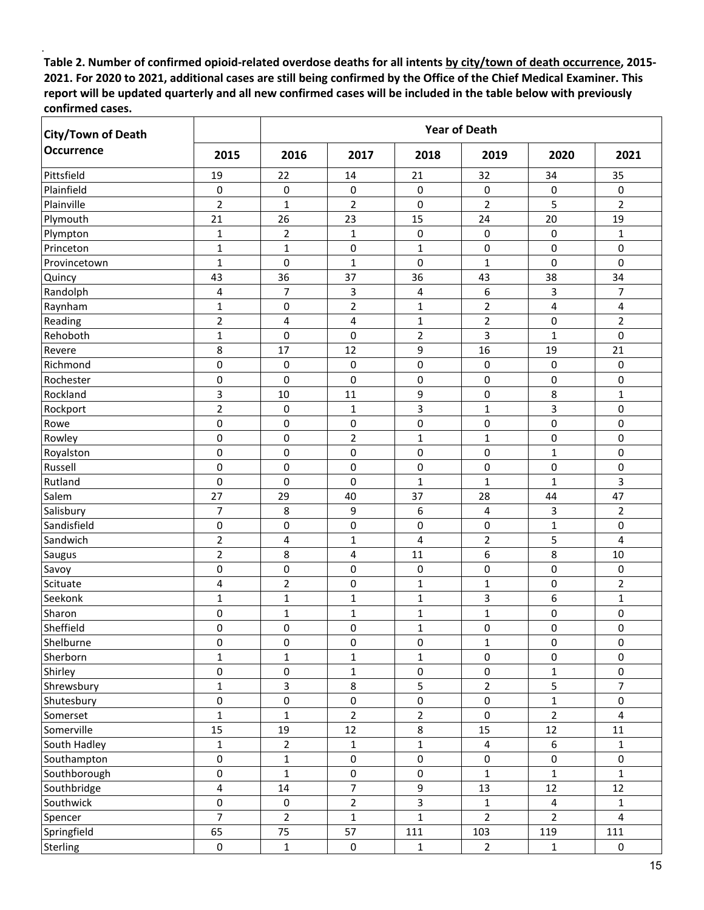**Table 2. Number of confirmed opioid-related overdose deaths for all intents by city/town of death occurrence, 2015-2021. For 2020 to 2021, additional cases are still being confirmed by the Office of the Chief Medical Examiner. This report will be updated quarterly and all new confirmed cases will be included in the table below with previously confirmed cases.**

| City/Town of Death Occurrence | Year of Death | | | | | | |
|---|---|---|---|---|---|---|---|
| | 2015 | 2016 | 2017 | 2018 | 2019 | 2020 | 2021 |
| Pittsfield | 19 | 22 | 14 | 21 | 32 | 34 | 35 |
| Plainfield | 0 | 0 | 0 | 0 | 0 | 0 | 0 |
| Plainville | 2 | 1 | 2 | 0 | 2 | 5 | 2 |
| Plymouth | 21 | 26 | 23 | 15 | 24 | 20 | 19 |
| Plympton | 1 | 2 | 1 | 0 | 0 | 0 | 1 |
| Princeton | 1 | 1 | 0 | 1 | 0 | 0 | 0 |
| Provincetown | 1 | 0 | 1 | 0 | 1 | 0 | 0 |
| Quincy | 43 | 36 | 37 | 36 | 43 | 38 | 34 |
| Randolph | 4 | 7 | 3 | 4 | 6 | 3 | 7 |
| Raynham | 1 | 0 | 2 | 1 | 2 | 4 | 4 |
| Reading | 2 | 4 | 4 | 1 | 2 | 0 | 2 |
| Rehoboth | 1 | 0 | 0 | 2 | 3 | 1 | 0 |
| Revere | 8 | 17 | 12 | 9 | 16 | 19 | 21 |
| Richmond | 0 | 0 | 0 | 0 | 0 | 0 | 0 |
| Rochester | 0 | 0 | 0 | 0 | 0 | 0 | 0 |
| Rockland | 3 | 10 | 11 | 9 | 0 | 8 | 1 |
| Rockport | 2 | 0 | 1 | 3 | 1 | 3 | 0 |
| Rowe | 0 | 0 | 0 | 0 | 0 | 0 | 0 |
| Rowley | 0 | 0 | 2 | 1 | 1 | 0 | 0 |
| Royalston | 0 | 0 | 0 | 0 | 0 | 1 | 0 |
| Russell | 0 | 0 | 0 | 0 | 0 | 0 | 0 |
| Rutland | 0 | 0 | 0 | 1 | 1 | 1 | 3 |
| Salem | 27 | 29 | 40 | 37 | 28 | 44 | 47 |
| Salisbury | 7 | 8 | 9 | 6 | 4 | 3 | 2 |
| Sandisfield | 0 | 0 | 0 | 0 | 0 | 1 | 0 |
| Sandwich | 2 | 4 | 1 | 4 | 2 | 5 | 4 |
| Saugus | 2 | 8 | 4 | 11 | 6 | 8 | 10 |
| Savoy | 0 | 0 | 0 | 0 | 0 | 0 | 0 |
| Scituate | 4 | 2 | 0 | 1 | 1 | 0 | 2 |
| Seekonk | 1 | 1 | 1 | 1 | 3 | 6 | 1 |
| Sharon | 0 | 1 | 1 | 1 | 1 | 0 | 0 |
| Sheffield | 0 | 0 | 0 | 1 | 0 | 0 | 0 |
| Shelburne | 0 | 0 | 0 | 0 | 1 | 0 | 0 |
| Sherborn | 1 | 1 | 1 | 1 | 0 | 0 | 0 |
| Shirley | 0 | 0 | 1 | 0 | 0 | 1 | 0 |
| Shrewsbury | 1 | 3 | 8 | 5 | 2 | 5 | 7 |
| Shutesbury | 0 | 0 | 0 | 0 | 0 | 1 | 0 |
| Somerset | 1 | 1 | 2 | 2 | 0 | 2 | 4 |
| Somerville | 15 | 19 | 12 | 8 | 15 | 12 | 11 |
| South Hadley | 1 | 2 | 1 | 1 | 4 | 6 | 1 |
| Southampton | 0 | 1 | 0 | 0 | 0 | 0 | 0 |
| Southborough | 0 | 1 | 0 | 0 | 1 | 1 | 1 |
| Southbridge | 4 | 14 | 7 | 9 | 13 | 12 | 12 |
| Southwick | 0 | 0 | 2 | 3 | 1 | 4 | 1 |
| Spencer | 7 | 2 | 1 | 1 | 2 | 2 | 4 |
| Springfield | 65 | 75 | 57 | 111 | 103 | 119 | 111 |
| Sterling | 0 | 1 | 0 | 1 | 2 | 1 | 0 |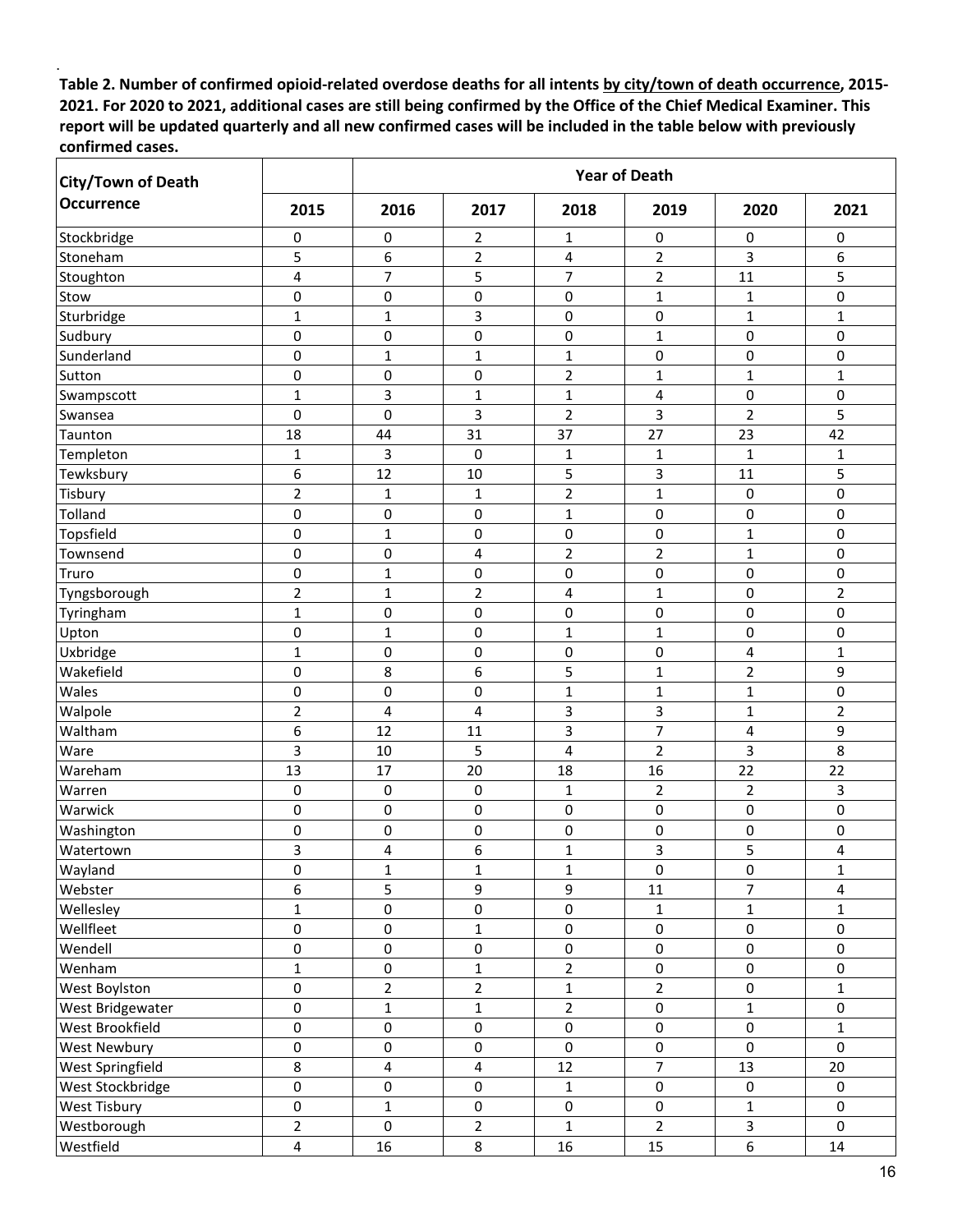**Table 2. Number of confirmed opioid-related overdose deaths for all intents by city/town of death occurrence, 2015-2021. For 2020 to 2021, additional cases are still being confirmed by the Office of the Chief Medical Examiner. This report will be updated quarterly and all new confirmed cases will be included in the table below with previously confirmed cases.**

| City/Town of Death Occurrence | Year of Death | | | | | | |
|---|---|---|---|---|---|---|---|
| | 2015 | 2016 | 2017 | 2018 | 2019 | 2020 | 2021 |
| Stockbridge | 0 | 0 | 2 | 1 | 0 | 0 | 0 |
| Stoneham | 5 | 6 | 2 | 4 | 2 | 3 | 6 |
| Stoughton | 4 | 7 | 5 | 7 | 2 | 11 | 5 |
| Stow | 0 | 0 | 0 | 0 | 1 | 1 | 0 |
| Sturbridge | 1 | 1 | 3 | 0 | 0 | 1 | 1 |
| Sudbury | 0 | 0 | 0 | 0 | 1 | 0 | 0 |
| Sunderland | 0 | 1 | 1 | 1 | 0 | 0 | 0 |
| Sutton | 0 | 0 | 0 | 2 | 1 | 1 | 1 |
| Swampscott | 1 | 3 | 1 | 1 | 4 | 0 | 0 |
| Swansea | 0 | 0 | 3 | 2 | 3 | 2 | 5 |
| Taunton | 18 | 44 | 31 | 37 | 27 | 23 | 42 |
| Templeton | 1 | 3 | 0 | 1 | 1 | 1 | 1 |
| Tewksbury | 6 | 12 | 10 | 5 | 3 | 11 | 5 |
| Tisbury | 2 | 1 | 1 | 2 | 1 | 0 | 0 |
| Tolland | 0 | 0 | 0 | 1 | 0 | 0 | 0 |
| Topsfield | 0 | 1 | 0 | 0 | 0 | 1 | 0 |
| Townsend | 0 | 0 | 4 | 2 | 2 | 1 | 0 |
| Truro | 0 | 1 | 0 | 0 | 0 | 0 | 0 |
| Tyngsborough | 2 | 1 | 2 | 4 | 1 | 0 | 2 |
| Tyringham | 1 | 0 | 0 | 0 | 0 | 0 | 0 |
| Upton | 0 | 1 | 0 | 1 | 1 | 0 | 0 |
| Uxbridge | 1 | 0 | 0 | 0 | 0 | 4 | 1 |
| Wakefield | 0 | 8 | 6 | 5 | 1 | 2 | 9 |
| Wales | 0 | 0 | 0 | 1 | 1 | 1 | 0 |
| Walpole | 2 | 4 | 4 | 3 | 3 | 1 | 2 |
| Waltham | 6 | 12 | 11 | 3 | 7 | 4 | 9 |
| Ware | 3 | 10 | 5 | 4 | 2 | 3 | 8 |
| Wareham | 13 | 17 | 20 | 18 | 16 | 22 | 22 |
| Warren | 0 | 0 | 0 | 1 | 2 | 2 | 3 |
| Warwick | 0 | 0 | 0 | 0 | 0 | 0 | 0 |
| Washington | 0 | 0 | 0 | 0 | 0 | 0 | 0 |
| Watertown | 3 | 4 | 6 | 1 | 3 | 5 | 4 |
| Wayland | 0 | 1 | 1 | 1 | 0 | 0 | 1 |
| Webster | 6 | 5 | 9 | 9 | 11 | 7 | 4 |
| Wellesley | 1 | 0 | 0 | 0 | 1 | 1 | 1 |
| Wellfleet | 0 | 0 | 1 | 0 | 0 | 0 | 0 |
| Wendell | 0 | 0 | 0 | 0 | 0 | 0 | 0 |
| Wenham | 1 | 0 | 1 | 2 | 0 | 0 | 0 |
| West Boylston | 0 | 2 | 2 | 1 | 2 | 0 | 1 |
| West Bridgewater | 0 | 1 | 1 | 2 | 0 | 1 | 0 |
| West Brookfield | 0 | 0 | 0 | 0 | 0 | 0 | 1 |
| West Newbury | 0 | 0 | 0 | 0 | 0 | 0 | 0 |
| West Springfield | 8 | 4 | 4 | 12 | 7 | 13 | 20 |
| West Stockbridge | 0 | 0 | 0 | 1 | 0 | 0 | 0 |
| West Tisbury | 0 | 1 | 0 | 0 | 0 | 1 | 0 |
| Westborough | 2 | 0 | 2 | 1 | 2 | 3 | 0 |
| Westfield | 4 | 16 | 8 | 16 | 15 | 6 | 14 |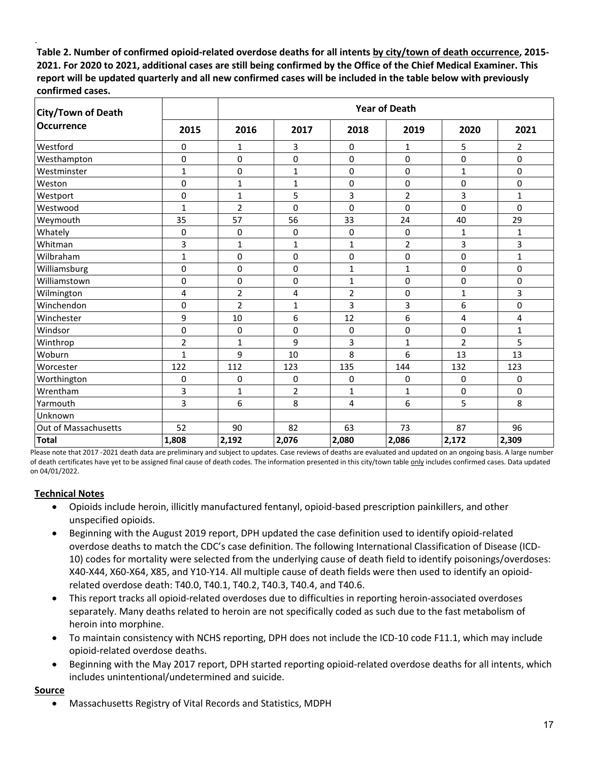**Table 2. Number of confirmed opioid-related overdose deaths for all intents by city/town of death occurrence, 2015-2021. For 2020 to 2021, additional cases are still being confirmed by the Office of the Chief Medical Examiner. This report will be updated quarterly and all new confirmed cases will be included in the table below with previously confirmed cases.**

| City/Town of Death Occurrence | Year of Death | | | | | | |
|---|---|---|---|---|---|---|---|
| | 2015 | 2016 | 2017 | 2018 | 2019 | 2020 | 2021 |
| Westford | 0 | 1 | 3 | 0 | 1 | 5 | 2 |
| Westhampton | 0 | 0 | 0 | 0 | 0 | 0 | 0 |
| Westminster | 1 | 0 | 1 | 0 | 0 | 1 | 0 |
| Weston | 0 | 1 | 1 | 0 | 0 | 0 | 0 |
| Westport | 0 | 1 | 5 | 3 | 2 | 3 | 1 |
| Westwood | 1 | 2 | 0 | 0 | 0 | 0 | 0 |
| Weymouth | 35 | 57 | 56 | 33 | 24 | 40 | 29 |
| Whately | 0 | 0 | 0 | 0 | 0 | 1 | 1 |
| Whitman | 3 | 1 | 1 | 1 | 2 | 3 | 3 |
| Wilbraham | 1 | 0 | 0 | 0 | 0 | 0 | 1 |
| Williamsburg | 0 | 0 | 0 | 1 | 1 | 0 | 0 |
| Williamstown | 0 | 0 | 0 | 1 | 0 | 0 | 0 |
| Wilmington | 4 | 2 | 4 | 2 | 0 | 1 | 3 |
| Winchendon | 0 | 2 | 1 | 3 | 3 | 6 | 0 |
| Winchester | 9 | 10 | 6 | 12 | 6 | 4 | 4 |
| Windsor | 0 | 0 | 0 | 0 | 0 | 0 | 1 |
| Winthrop | 2 | 1 | 9 | 3 | 1 | 2 | 5 |
| Woburn | 1 | 9 | 10 | 8 | 6 | 13 | 13 |
| Worcester | 122 | 112 | 123 | 135 | 144 | 132 | 123 |
| Worthington | 0 | 0 | 0 | 0 | 0 | 0 | 0 |
| Wrentham | 3 | 1 | 2 | 1 | 1 | 0 | 0 |
| Yarmouth | 3 | 6 | 8 | 4 | 6 | 5 | 8 |
| Unknown | | | | | | | |
| Out of Massachusetts | 52 | 90 | 82 | 63 | 73 | 87 | 96 |
| **Total** | **1,808** | **2,192** | **2,076** | **2,080** | **2,086** | **2,172** | **2,309** |

Please note that 2017 -2021 death data are preliminary and subject to updates. Case reviews of deaths are evaluated and updated on an ongoing basis. A large number of death certificates have yet to be assigned final cause of death codes. The information presented in this city/town table only includes confirmed cases. Data updated on 04/01/2022.

**Technical Notes**

- Opioids include heroin, illicitly manufactured fentanyl, opioid-based prescription painkillers, and other unspecified opioids.
- Beginning with the August 2019 report, DPH updated the case definition used to identify opioid-related overdose deaths to match the CDC's case definition. The following International Classification of Disease (ICD-10) codes for mortality were selected from the underlying cause of death field to identify poisonings/overdoses: X40-X44, X60-X64, X85, and Y10-Y14. All multiple cause of death fields were then used to identify an opioid-related overdose death: T40.0, T40.1, T40.2, T40.3, T40.4, and T40.6.
- This report tracks all opioid-related overdoses due to difficulties in reporting heroin-associated overdoses separately. Many deaths related to heroin are not specifically coded as such due to the fast metabolism of heroin into morphine.
- To maintain consistency with NCHS reporting, DPH does not include the ICD-10 code F11.1, which may include opioid-related overdose deaths.
- Beginning with the May 2017 report, DPH started reporting opioid-related overdose deaths for all intents, which includes unintentional/undetermined and suicide.

**Source**

- Massachusetts Registry of Vital Records and Statistics, MDPH